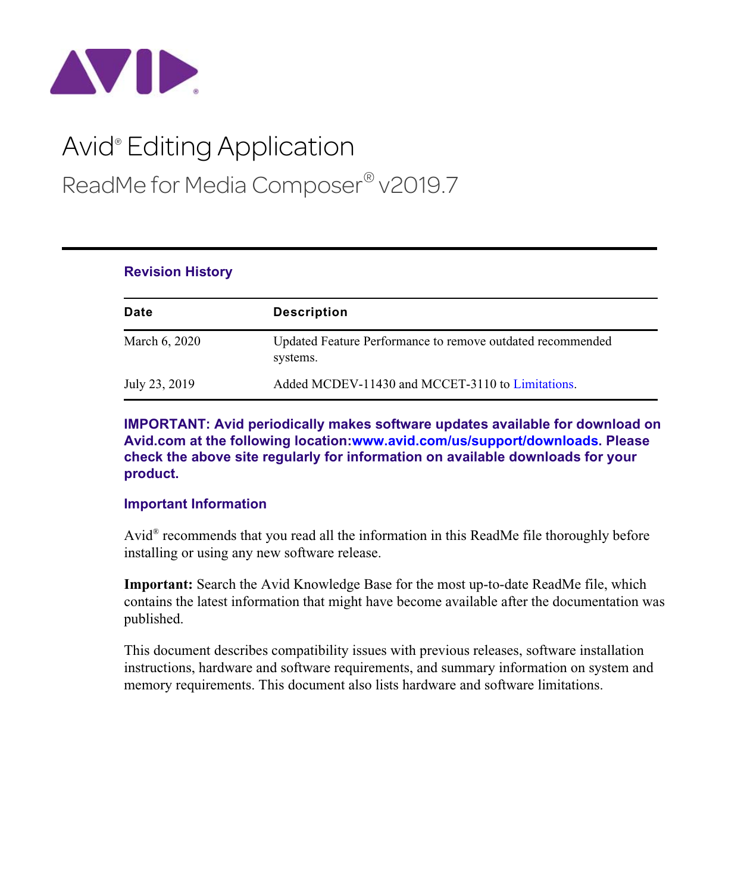# Avid® Editing Application

## ReadMe for Media Composer® v2019.7

### Revision History

| Date | Description |
|---|---|
| March 6, 2020 | Updated Feature Performance to remove outdated recommended systems. |
| July 23, 2019 | Added MCDEV-11430 and MCCET-3110 to Limitations. |

**IMPORTANT: Avid periodically makes software updates available for download on Avid.com at the following location:www.avid.com/us/support/downloads. Please check the above site regularly for information on available downloads for your product.**

### Important Information

Avid® recommends that you read all the information in this ReadMe file thoroughly before installing or using any new software release.

**Important:** Search the Avid Knowledge Base for the most up-to-date ReadMe file, which contains the latest information that might have become available after the documentation was published.

This document describes compatibility issues with previous releases, software installation instructions, hardware and software requirements, and summary information on system and memory requirements. This document also lists hardware and software limitations.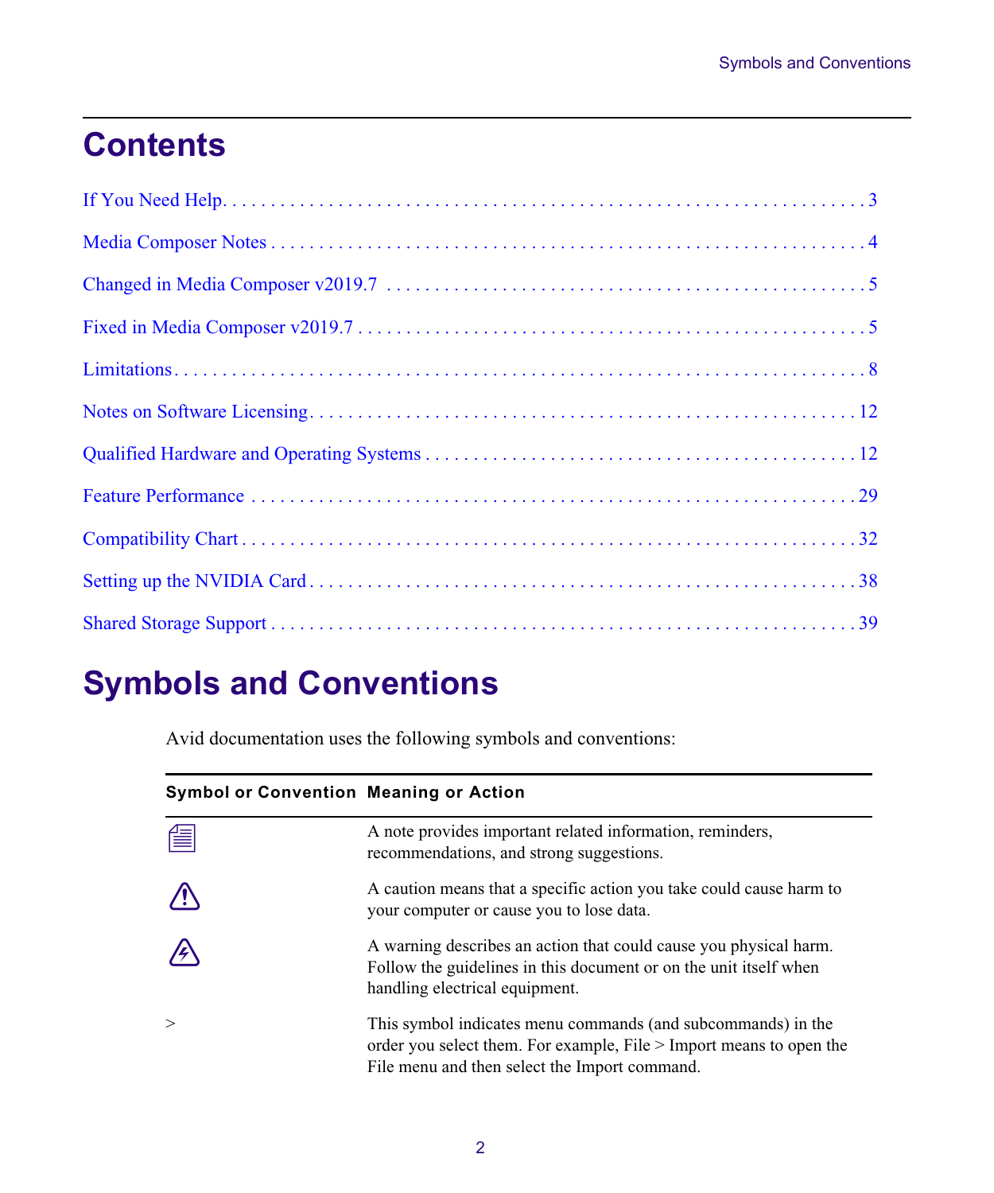# Contents

If You Need Help . . . . . . . . . . . . . . . . . . . . . . . . . . . . . . . . . . . . . . . . . . . . . . . . . . . . . . . . . . . 3

Media Composer Notes . . . . . . . . . . . . . . . . . . . . . . . . . . . . . . . . . . . . . . . . . . . . . . . . . . . . . . . 4

Changed in Media Composer v2019.7 . . . . . . . . . . . . . . . . . . . . . . . . . . . . . . . . . . . . . . . . . . . . . 5

Fixed in Media Composer v2019.7 . . . . . . . . . . . . . . . . . . . . . . . . . . . . . . . . . . . . . . . . . . . . . . . . 5

Limitations . . . . . . . . . . . . . . . . . . . . . . . . . . . . . . . . . . . . . . . . . . . . . . . . . . . . . . . . . . . . . . . . . 8

Notes on Software Licensing . . . . . . . . . . . . . . . . . . . . . . . . . . . . . . . . . . . . . . . . . . . . . . . . . . . 12

Qualified Hardware and Operating Systems . . . . . . . . . . . . . . . . . . . . . . . . . . . . . . . . . . . . . . . . 12

Feature Performance . . . . . . . . . . . . . . . . . . . . . . . . . . . . . . . . . . . . . . . . . . . . . . . . . . . . . . . . 29

Compatibility Chart . . . . . . . . . . . . . . . . . . . . . . . . . . . . . . . . . . . . . . . . . . . . . . . . . . . . . . . . . . 32

Setting up the NVIDIA Card . . . . . . . . . . . . . . . . . . . . . . . . . . . . . . . . . . . . . . . . . . . . . . . . . . . . 38

Shared Storage Support . . . . . . . . . . . . . . . . . . . . . . . . . . . . . . . . . . . . . . . . . . . . . . . . . . . . . . . 39

# Symbols and Conventions

Avid documentation uses the following symbols and conventions:

| Symbol or Convention | Meaning or Action |
|---|---|
| (Note symbol) | A note provides important related information, reminders, recommendations, and strong suggestions. |
| (Caution symbol) | A caution means that a specific action you take could cause harm to your computer or cause you to lose data. |
| (Warning symbol) | A warning describes an action that could cause you physical harm. Follow the guidelines in this document or on the unit itself when handling electrical equipment. |
| > | This symbol indicates menu commands (and subcommands) in the order you select them. For example, File > Import means to open the File menu and then select the Import command. |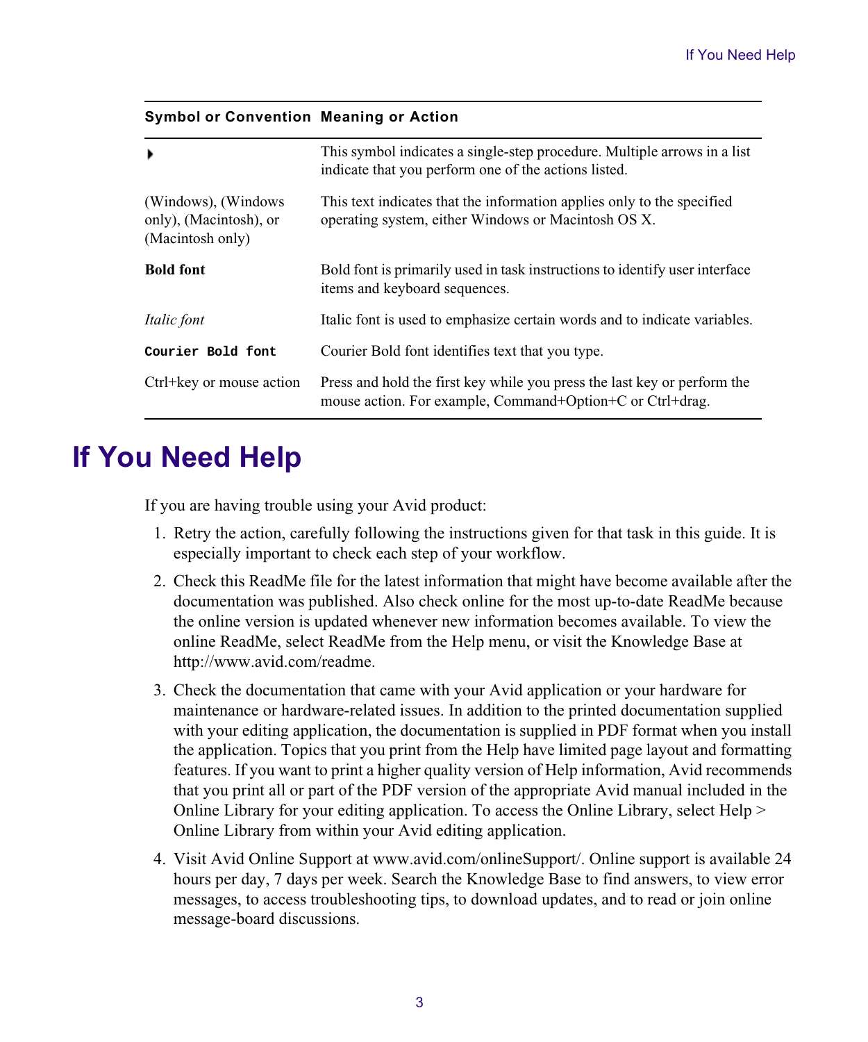| Symbol or Convention | Meaning or Action |
|---|---|
| ▸ | This symbol indicates a single-step procedure. Multiple arrows in a list indicate that you perform one of the actions listed. |
| (Windows), (Windows only), (Macintosh), or (Macintosh only) | This text indicates that the information applies only to the specified operating system, either Windows or Macintosh OS X. |
| **Bold font** | Bold font is primarily used in task instructions to identify user interface items and keyboard sequences. |
| *Italic font* | Italic font is used to emphasize certain words and to indicate variables. |
| **`Courier Bold font`** | Courier Bold font identifies text that you type. |
| Ctrl+key or mouse action | Press and hold the first key while you press the last key or perform the mouse action. For example, Command+Option+C or Ctrl+drag. |

# If You Need Help

If you are having trouble using your Avid product:

1. Retry the action, carefully following the instructions given for that task in this guide. It is especially important to check each step of your workflow.
2. Check this ReadMe file for the latest information that might have become available after the documentation was published. Also check online for the most up-to-date ReadMe because the online version is updated whenever new information becomes available. To view the online ReadMe, select ReadMe from the Help menu, or visit the Knowledge Base at http://www.avid.com/readme.
3. Check the documentation that came with your Avid application or your hardware for maintenance or hardware-related issues. In addition to the printed documentation supplied with your editing application, the documentation is supplied in PDF format when you install the application. Topics that you print from the Help have limited page layout and formatting features. If you want to print a higher quality version of Help information, Avid recommends that you print all or part of the PDF version of the appropriate Avid manual included in the Online Library for your editing application. To access the Online Library, select Help > Online Library from within your Avid editing application.
4. Visit Avid Online Support at www.avid.com/onlineSupport/. Online support is available 24 hours per day, 7 days per week. Search the Knowledge Base to find answers, to view error messages, to access troubleshooting tips, to download updates, and to read or join online message-board discussions.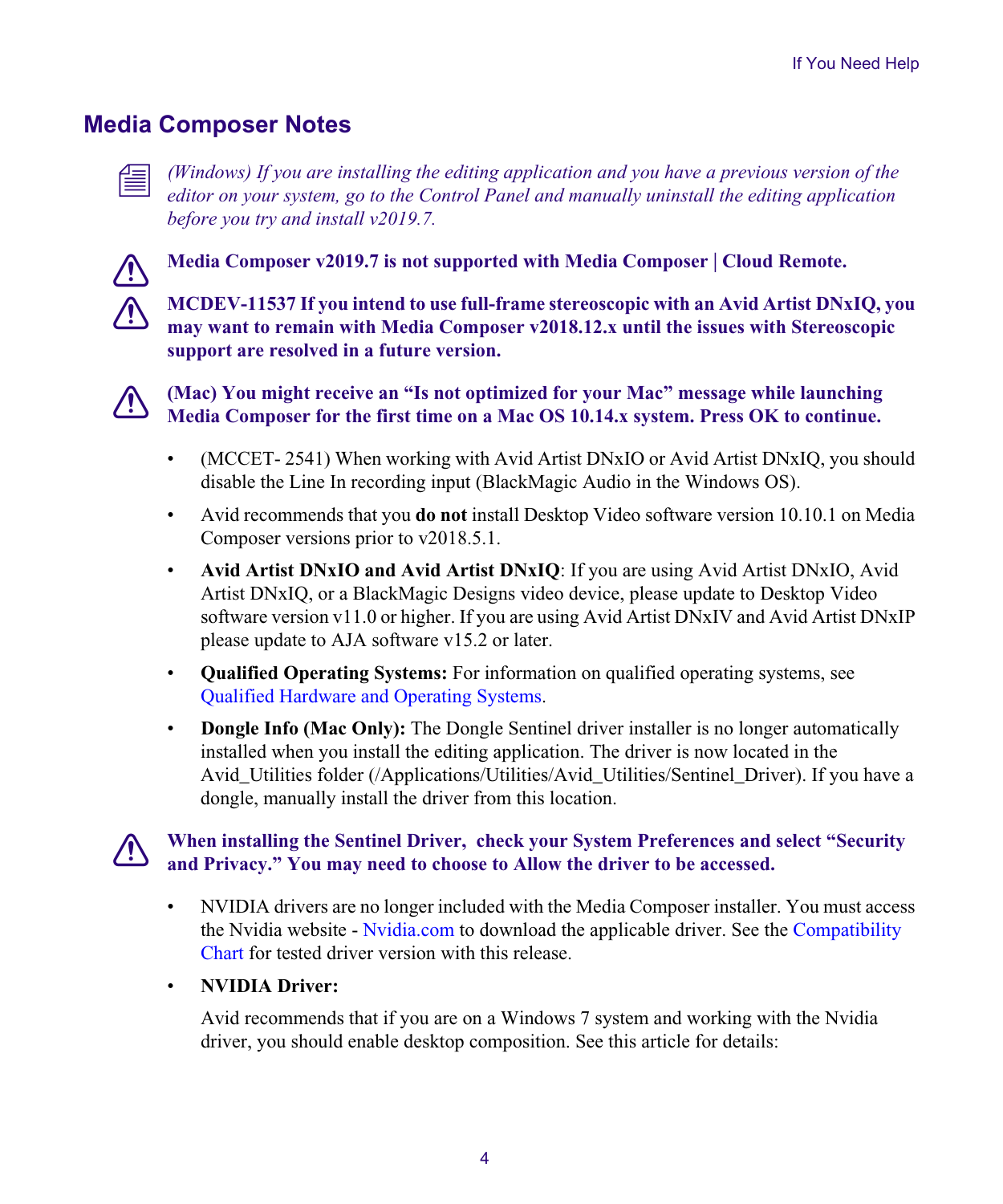## Media Composer Notes

*(Windows) If you are installing the editing application and you have a previous version of the editor on your system, go to the Control Panel and manually uninstall the editing application before you try and install v2019.7.*

**Media Composer v2019.7 is not supported with Media Composer | Cloud Remote.**

**MCDEV-11537 If you intend to use full-frame stereoscopic with an Avid Artist DNxIQ, you may want to remain with Media Composer v2018.12.x until the issues with Stereoscopic support are resolved in a future version.**

**(Mac) You might receive an "Is not optimized for your Mac" message while launching Media Composer for the first time on a Mac OS 10.14.x system. Press OK to continue.**

- (MCCET- 2541) When working with Avid Artist DNxIO or Avid Artist DNxIQ, you should disable the Line In recording input (BlackMagic Audio in the Windows OS).
- Avid recommends that you **do not** install Desktop Video software version 10.10.1 on Media Composer versions prior to v2018.5.1.
- **Avid Artist DNxIO and Avid Artist DNxIQ**: If you are using Avid Artist DNxIO, Avid Artist DNxIQ, or a BlackMagic Designs video device, please update to Desktop Video software version v11.0 or higher. If you are using Avid Artist DNxIV and Avid Artist DNxIP please update to AJA software v15.2 or later.
- **Qualified Operating Systems:** For information on qualified operating systems, see Qualified Hardware and Operating Systems.
- **Dongle Info (Mac Only):** The Dongle Sentinel driver installer is no longer automatically installed when you install the editing application. The driver is now located in the Avid_Utilities folder (/Applications/Utilities/Avid_Utilities/Sentinel_Driver). If you have a dongle, manually install the driver from this location.

**When installing the Sentinel Driver, check your System Preferences and select "Security and Privacy." You may need to choose to Allow the driver to be accessed.**

- NVIDIA drivers are no longer included with the Media Composer installer. You must access the Nvidia website - Nvidia.com to download the applicable driver. See the Compatibility Chart for tested driver version with this release.
- **NVIDIA Driver:**

  Avid recommends that if you are on a Windows 7 system and working with the Nvidia driver, you should enable desktop composition. See this article for details: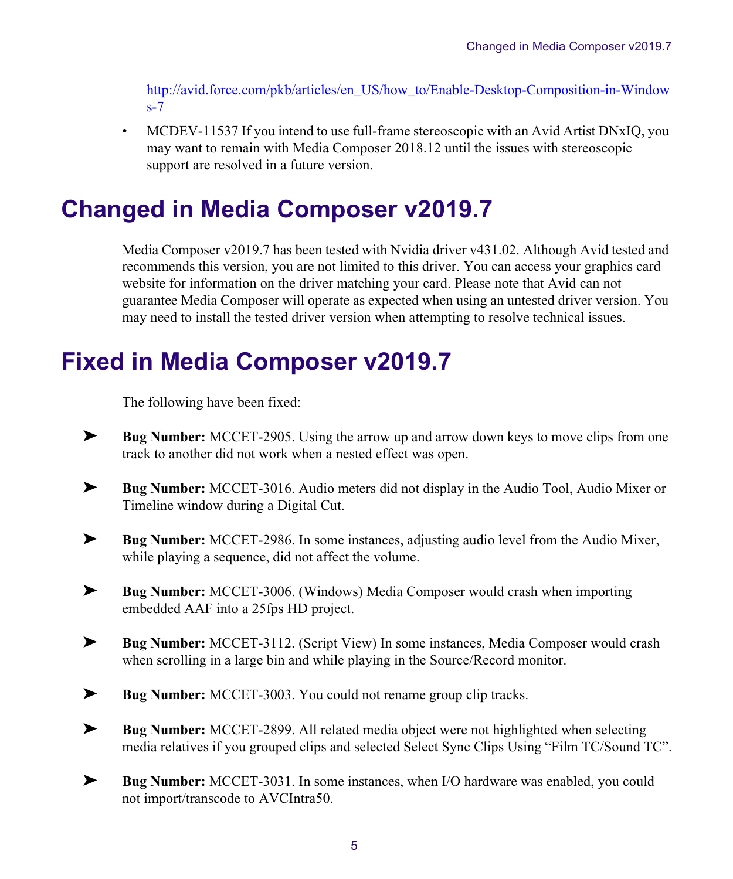http://avid.force.com/pkb/articles/en_US/how_to/Enable-Desktop-Composition-in-Windows-7

- MCDEV-11537 If you intend to use full-frame stereoscopic with an Avid Artist DNxIQ, you may want to remain with Media Composer 2018.12 until the issues with stereoscopic support are resolved in a future version.

# Changed in Media Composer v2019.7

Media Composer v2019.7 has been tested with Nvidia driver v431.02. Although Avid tested and recommends this version, you are not limited to this driver. You can access your graphics card website for information on the driver matching your card. Please note that Avid can not guarantee Media Composer will operate as expected when using an untested driver version. You may need to install the tested driver version when attempting to resolve technical issues.

# Fixed in Media Composer v2019.7

The following have been fixed:

➤ **Bug Number:** MCCET-2905. Using the arrow up and arrow down keys to move clips from one track to another did not work when a nested effect was open.

➤ **Bug Number:** MCCET-3016. Audio meters did not display in the Audio Tool, Audio Mixer or Timeline window during a Digital Cut.

➤ **Bug Number:** MCCET-2986. In some instances, adjusting audio level from the Audio Mixer, while playing a sequence, did not affect the volume.

➤ **Bug Number:** MCCET-3006. (Windows) Media Composer would crash when importing embedded AAF into a 25fps HD project.

➤ **Bug Number:** MCCET-3112. (Script View) In some instances, Media Composer would crash when scrolling in a large bin and while playing in the Source/Record monitor.

➤ **Bug Number:** MCCET-3003. You could not rename group clip tracks.

➤ **Bug Number:** MCCET-2899. All related media object were not highlighted when selecting media relatives if you grouped clips and selected Select Sync Clips Using “Film TC/Sound TC”.

➤ **Bug Number:** MCCET-3031. In some instances, when I/O hardware was enabled, you could not import/transcode to AVCIntra50.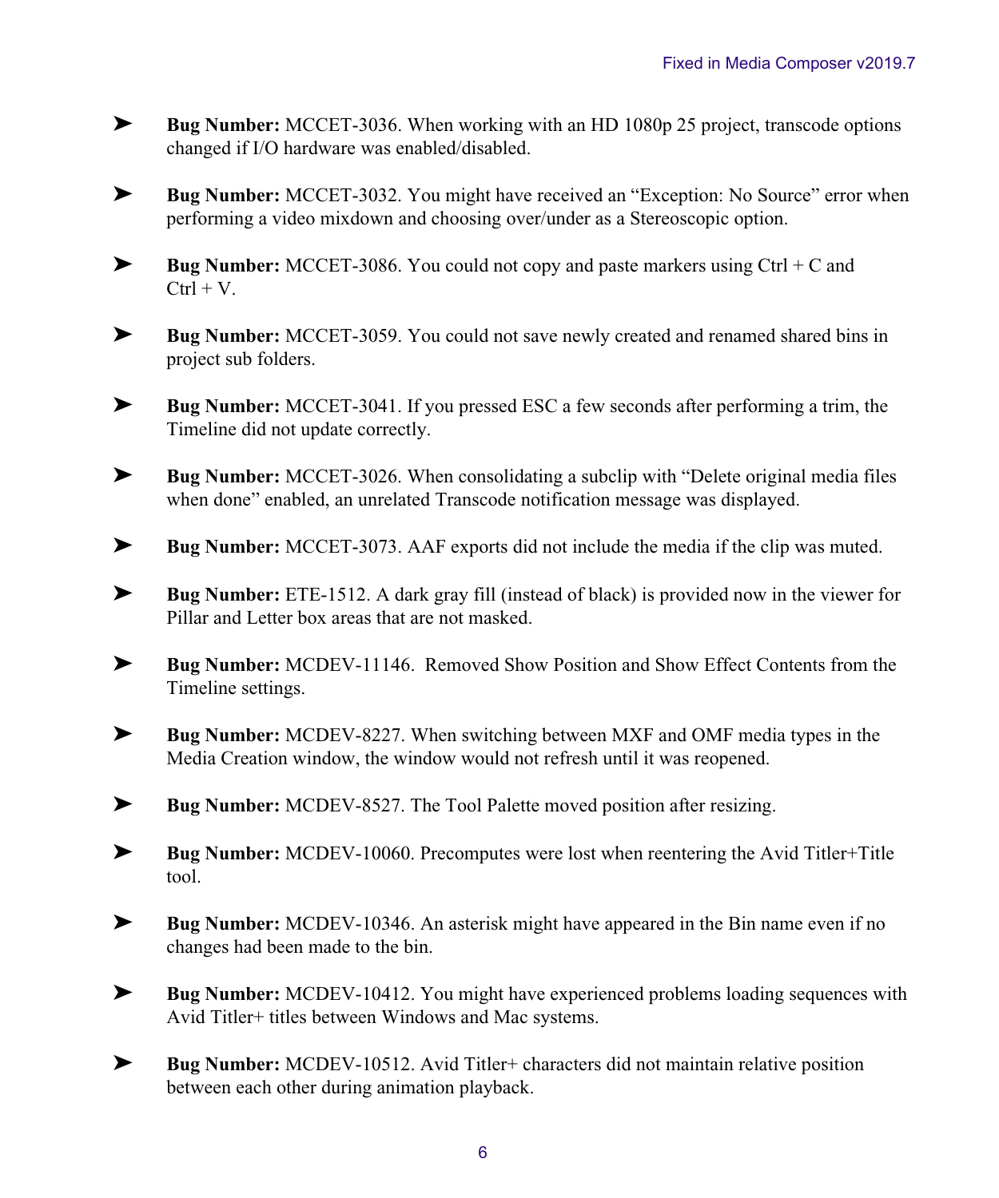- **Bug Number:** MCCET-3036. When working with an HD 1080p 25 project, transcode options changed if I/O hardware was enabled/disabled.

- **Bug Number:** MCCET-3032. You might have received an “Exception: No Source” error when performing a video mixdown and choosing over/under as a Stereoscopic option.

- **Bug Number:** MCCET-3086. You could not copy and paste markers using Ctrl + C and Ctrl + V.

- **Bug Number:** MCCET-3059. You could not save newly created and renamed shared bins in project sub folders.

- **Bug Number:** MCCET-3041. If you pressed ESC a few seconds after performing a trim, the Timeline did not update correctly.

- **Bug Number:** MCCET-3026. When consolidating a subclip with “Delete original media files when done” enabled, an unrelated Transcode notification message was displayed.

- **Bug Number:** MCCET-3073. AAF exports did not include the media if the clip was muted.

- **Bug Number:** ETE-1512. A dark gray fill (instead of black) is provided now in the viewer for Pillar and Letter box areas that are not masked.

- **Bug Number:** MCDEV-11146. Removed Show Position and Show Effect Contents from the Timeline settings.

- **Bug Number:** MCDEV-8227. When switching between MXF and OMF media types in the Media Creation window, the window would not refresh until it was reopened.

- **Bug Number:** MCDEV-8527. The Tool Palette moved position after resizing.

- **Bug Number:** MCDEV-10060. Precomputes were lost when reentering the Avid Titler+Title tool.

- **Bug Number:** MCDEV-10346. An asterisk might have appeared in the Bin name even if no changes had been made to the bin.

- **Bug Number:** MCDEV-10412. You might have experienced problems loading sequences with Avid Titler+ titles between Windows and Mac systems.

- **Bug Number:** MCDEV-10512. Avid Titler+ characters did not maintain relative position between each other during animation playback.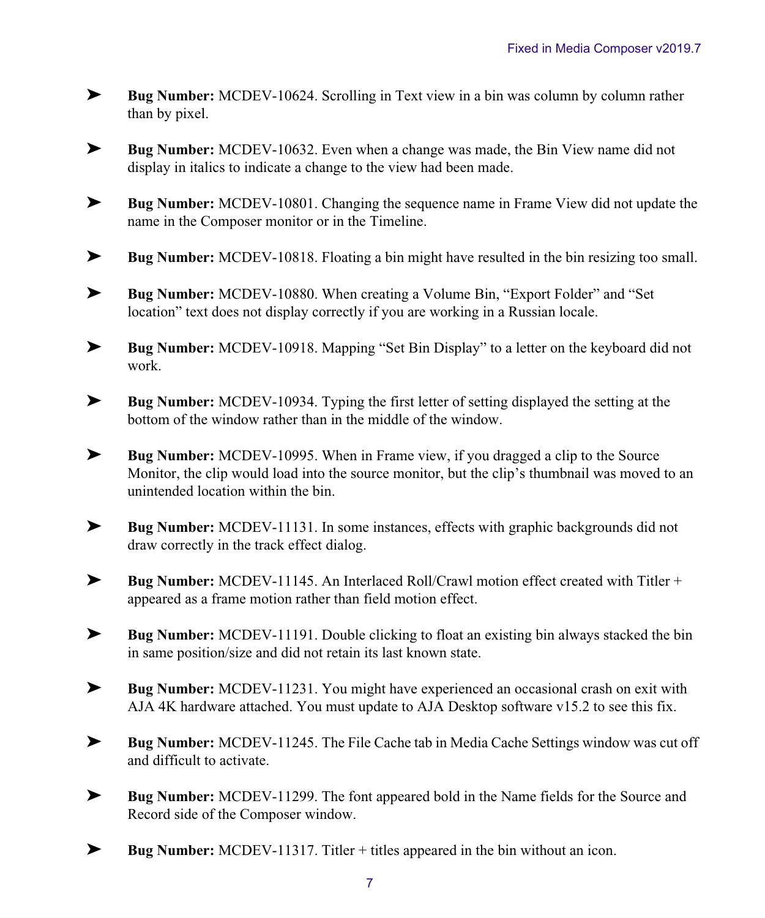- **Bug Number:** MCDEV-10624. Scrolling in Text view in a bin was column by column rather than by pixel.

- **Bug Number:** MCDEV-10632. Even when a change was made, the Bin View name did not display in italics to indicate a change to the view had been made.

- **Bug Number:** MCDEV-10801. Changing the sequence name in Frame View did not update the name in the Composer monitor or in the Timeline.

- **Bug Number:** MCDEV-10818. Floating a bin might have resulted in the bin resizing too small.

- **Bug Number:** MCDEV-10880. When creating a Volume Bin, "Export Folder" and "Set location" text does not display correctly if you are working in a Russian locale.

- **Bug Number:** MCDEV-10918. Mapping "Set Bin Display" to a letter on the keyboard did not work.

- **Bug Number:** MCDEV-10934. Typing the first letter of setting displayed the setting at the bottom of the window rather than in the middle of the window.

- **Bug Number:** MCDEV-10995. When in Frame view, if you dragged a clip to the Source Monitor, the clip would load into the source monitor, but the clip's thumbnail was moved to an unintended location within the bin.

- **Bug Number:** MCDEV-11131. In some instances, effects with graphic backgrounds did not draw correctly in the track effect dialog.

- **Bug Number:** MCDEV-11145. An Interlaced Roll/Crawl motion effect created with Titler + appeared as a frame motion rather than field motion effect.

- **Bug Number:** MCDEV-11191. Double clicking to float an existing bin always stacked the bin in same position/size and did not retain its last known state.

- **Bug Number:** MCDEV-11231. You might have experienced an occasional crash on exit with AJA 4K hardware attached. You must update to AJA Desktop software v15.2 to see this fix.

- **Bug Number:** MCDEV-11245. The File Cache tab in Media Cache Settings window was cut off and difficult to activate.

- **Bug Number:** MCDEV-11299. The font appeared bold in the Name fields for the Source and Record side of the Composer window.

- **Bug Number:** MCDEV-11317. Titler + titles appeared in the bin without an icon.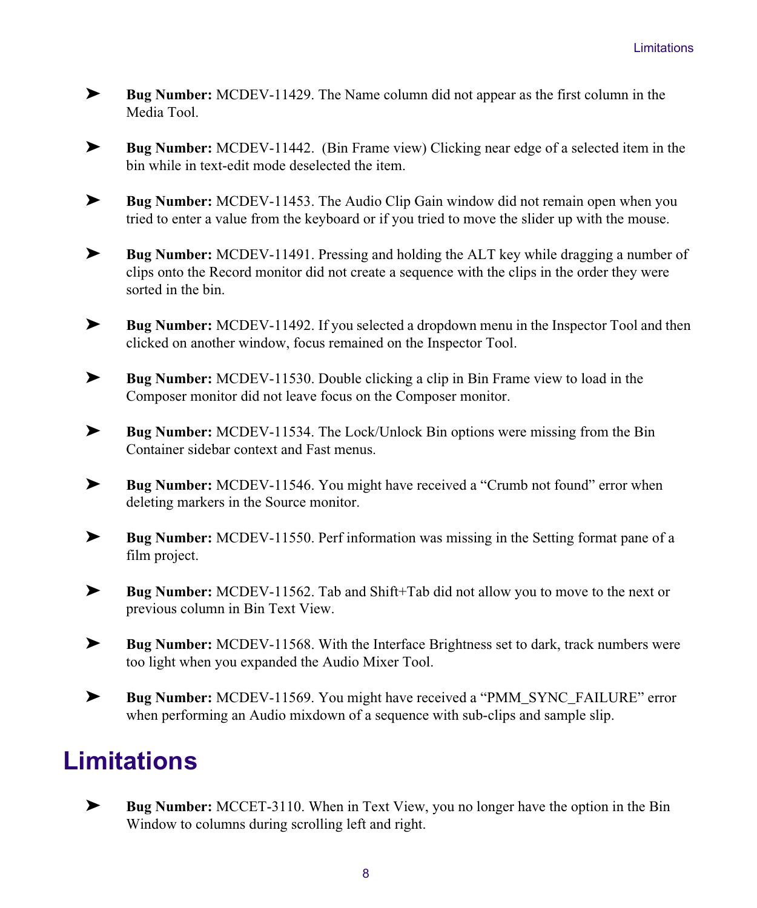- **Bug Number:** MCDEV-11429. The Name column did not appear as the first column in the Media Tool.
- **Bug Number:** MCDEV-11442. (Bin Frame view) Clicking near edge of a selected item in the bin while in text-edit mode deselected the item.
- **Bug Number:** MCDEV-11453. The Audio Clip Gain window did not remain open when you tried to enter a value from the keyboard or if you tried to move the slider up with the mouse.
- **Bug Number:** MCDEV-11491. Pressing and holding the ALT key while dragging a number of clips onto the Record monitor did not create a sequence with the clips in the order they were sorted in the bin.
- **Bug Number:** MCDEV-11492. If you selected a dropdown menu in the Inspector Tool and then clicked on another window, focus remained on the Inspector Tool.
- **Bug Number:** MCDEV-11530. Double clicking a clip in Bin Frame view to load in the Composer monitor did not leave focus on the Composer monitor.
- **Bug Number:** MCDEV-11534. The Lock/Unlock Bin options were missing from the Bin Container sidebar context and Fast menus.
- **Bug Number:** MCDEV-11546. You might have received a “Crumb not found” error when deleting markers in the Source monitor.
- **Bug Number:** MCDEV-11550. Perf information was missing in the Setting format pane of a film project.
- **Bug Number:** MCDEV-11562. Tab and Shift+Tab did not allow you to move to the next or previous column in Bin Text View.
- **Bug Number:** MCDEV-11568. With the Interface Brightness set to dark, track numbers were too light when you expanded the Audio Mixer Tool.
- **Bug Number:** MCDEV-11569. You might have received a “PMM_SYNC_FAILURE” error when performing an Audio mixdown of a sequence with sub-clips and sample slip.

# Limitations

- **Bug Number:** MCCET-3110. When in Text View, you no longer have the option in the Bin Window to columns during scrolling left and right.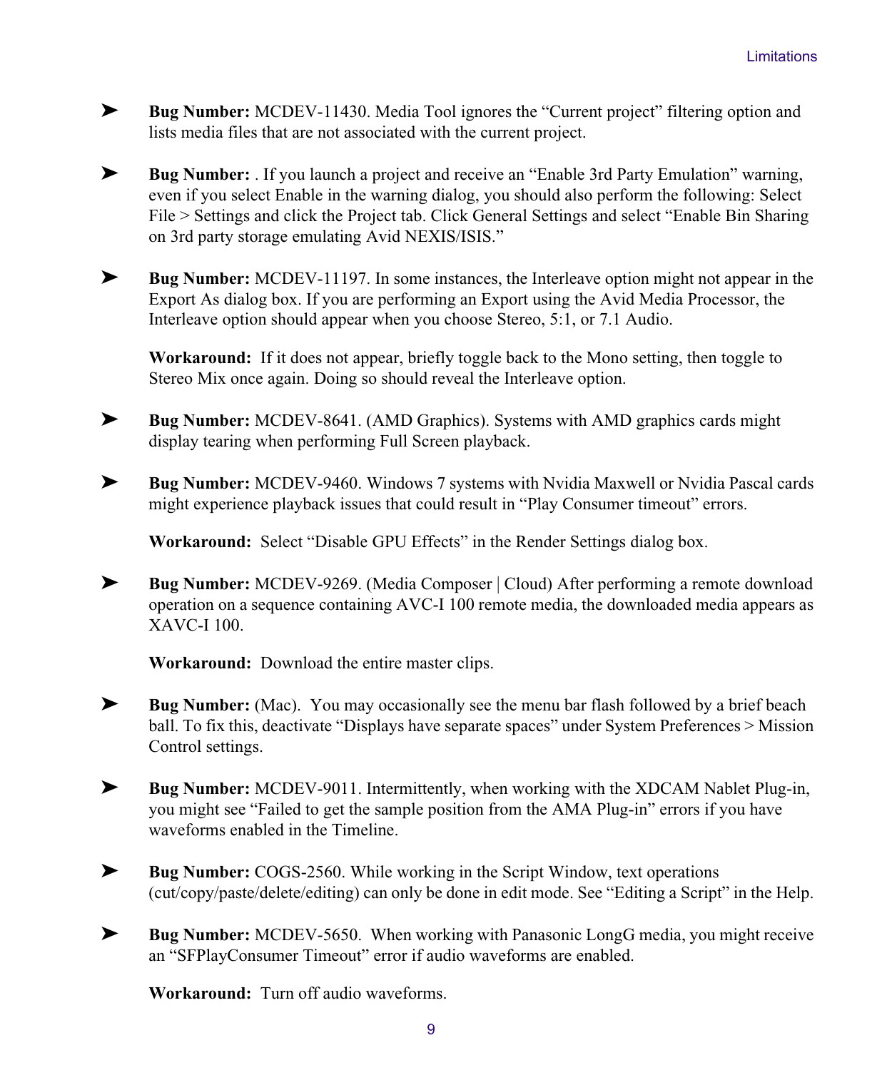- **Bug Number:** MCDEV-11430. Media Tool ignores the "Current project" filtering option and lists media files that are not associated with the current project.

- **Bug Number:** . If you launch a project and receive an "Enable 3rd Party Emulation" warning, even if you select Enable in the warning dialog, you should also perform the following: Select File > Settings and click the Project tab. Click General Settings and select "Enable Bin Sharing on 3rd party storage emulating Avid NEXIS/ISIS."

- **Bug Number:** MCDEV-11197. In some instances, the Interleave option might not appear in the Export As dialog box. If you are performing an Export using the Avid Media Processor, the Interleave option should appear when you choose Stereo, 5:1, or 7.1 Audio.

  **Workaround:** If it does not appear, briefly toggle back to the Mono setting, then toggle to Stereo Mix once again. Doing so should reveal the Interleave option.

- **Bug Number:** MCDEV-8641. (AMD Graphics). Systems with AMD graphics cards might display tearing when performing Full Screen playback.

- **Bug Number:** MCDEV-9460. Windows 7 systems with Nvidia Maxwell or Nvidia Pascal cards might experience playback issues that could result in "Play Consumer timeout" errors.

  **Workaround:** Select "Disable GPU Effects" in the Render Settings dialog box.

- **Bug Number:** MCDEV-9269. (Media Composer | Cloud) After performing a remote download operation on a sequence containing AVC-I 100 remote media, the downloaded media appears as XAVC-I 100.

  **Workaround:** Download the entire master clips.

- **Bug Number:** (Mac). You may occasionally see the menu bar flash followed by a brief beach ball. To fix this, deactivate "Displays have separate spaces" under System Preferences > Mission Control settings.

- **Bug Number:** MCDEV-9011. Intermittently, when working with the XDCAM Nablet Plug-in, you might see "Failed to get the sample position from the AMA Plug-in" errors if you have waveforms enabled in the Timeline.

- **Bug Number:** COGS-2560. While working in the Script Window, text operations (cut/copy/paste/delete/editing) can only be done in edit mode. See "Editing a Script" in the Help.

- **Bug Number:** MCDEV-5650. When working with Panasonic LongG media, you might receive an "SFPlayConsumer Timeout" error if audio waveforms are enabled.

  **Workaround:** Turn off audio waveforms.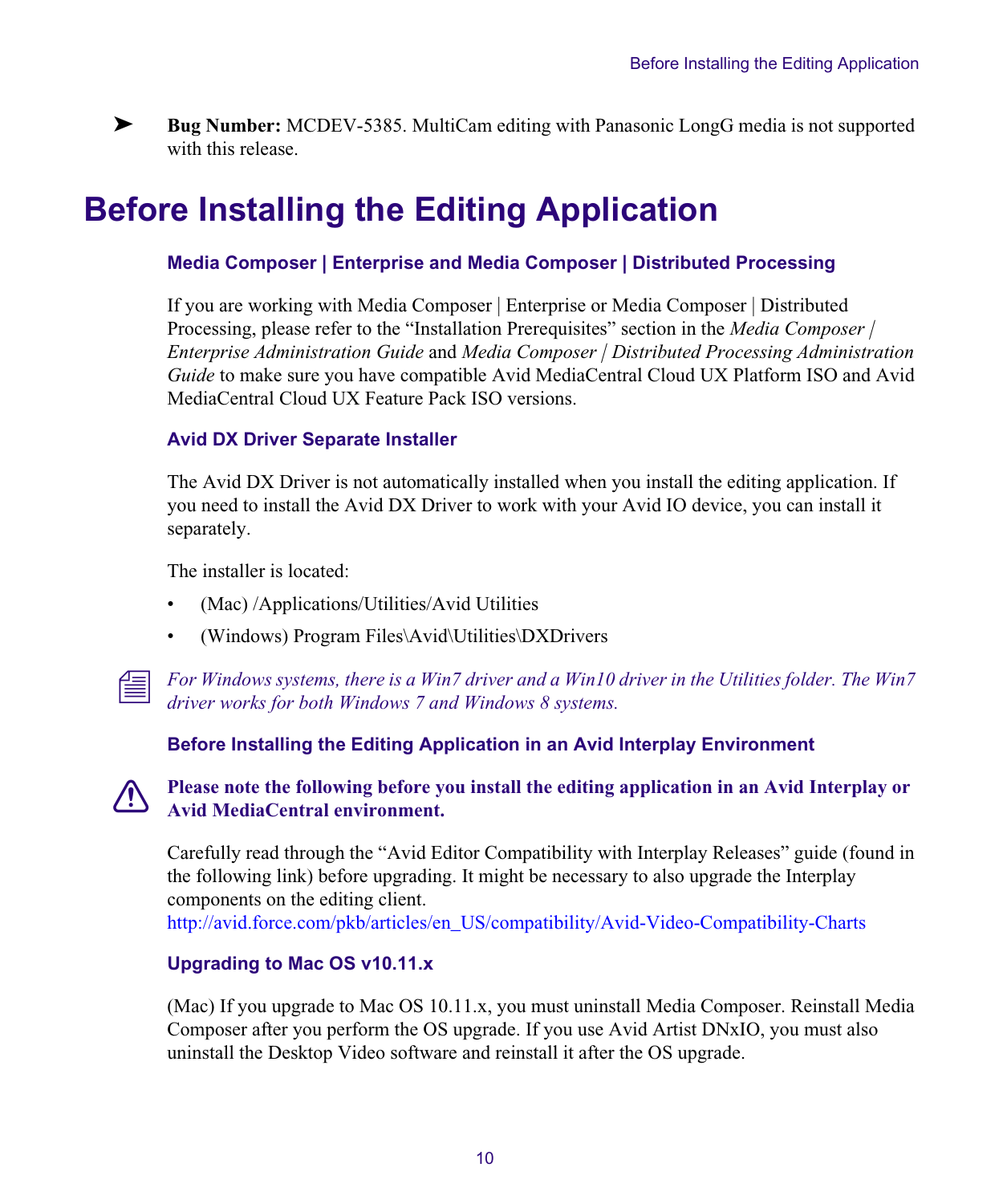- **Bug Number:** MCDEV-5385. MultiCam editing with Panasonic LongG media is not supported with this release.

# Before Installing the Editing Application

### Media Composer | Enterprise and Media Composer | Distributed Processing

If you are working with Media Composer | Enterprise or Media Composer | Distributed Processing, please refer to the "Installation Prerequisites" section in the *Media Composer | Enterprise Administration Guide* and *Media Composer | Distributed Processing Administration Guide* to make sure you have compatible Avid MediaCentral Cloud UX Platform ISO and Avid MediaCentral Cloud UX Feature Pack ISO versions.

### Avid DX Driver Separate Installer

The Avid DX Driver is not automatically installed when you install the editing application. If you need to install the Avid DX Driver to work with your Avid IO device, you can install it separately.

The installer is located:

- (Mac) /Applications/Utilities/Avid Utilities
- (Windows) Program Files\Avid\Utilities\DXDrivers

*For Windows systems, there is a Win7 driver and a Win10 driver in the Utilities folder. The Win7 driver works for both Windows 7 and Windows 8 systems.*

### Before Installing the Editing Application in an Avid Interplay Environment

**Please note the following before you install the editing application in an Avid Interplay or Avid MediaCentral environment.**

Carefully read through the "Avid Editor Compatibility with Interplay Releases" guide (found in the following link) before upgrading. It might be necessary to also upgrade the Interplay components on the editing client.
http://avid.force.com/pkb/articles/en_US/compatibility/Avid-Video-Compatibility-Charts

### Upgrading to Mac OS v10.11.x

(Mac) If you upgrade to Mac OS 10.11.x, you must uninstall Media Composer. Reinstall Media Composer after you perform the OS upgrade. If you use Avid Artist DNxIO, you must also uninstall the Desktop Video software and reinstall it after the OS upgrade.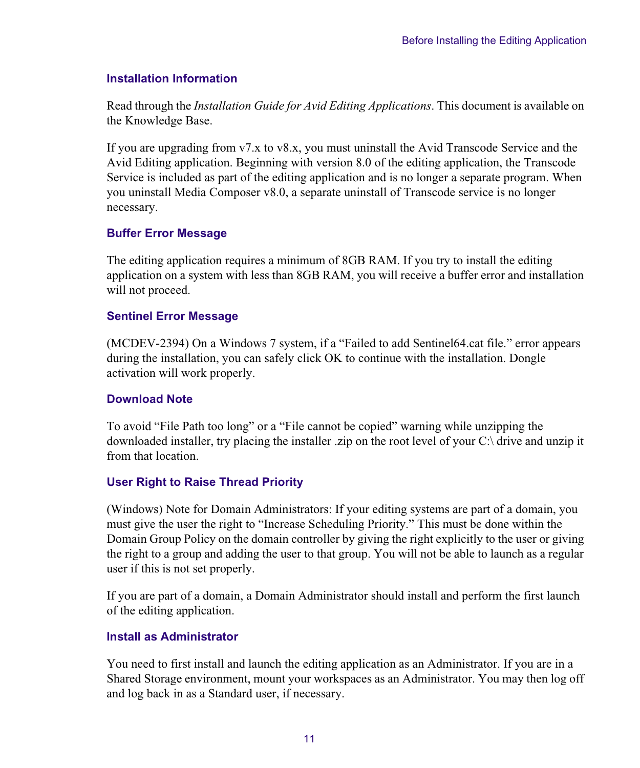### Installation Information

Read through the *Installation Guide for Avid Editing Applications*. This document is available on the Knowledge Base.

If you are upgrading from v7.x to v8.x, you must uninstall the Avid Transcode Service and the Avid Editing application. Beginning with version 8.0 of the editing application, the Transcode Service is included as part of the editing application and is no longer a separate program. When you uninstall Media Composer v8.0, a separate uninstall of Transcode service is no longer necessary.

### Buffer Error Message

The editing application requires a minimum of 8GB RAM. If you try to install the editing application on a system with less than 8GB RAM, you will receive a buffer error and installation will not proceed.

### Sentinel Error Message

(MCDEV-2394) On a Windows 7 system, if a “Failed to add Sentinel64.cat file.” error appears during the installation, you can safely click OK to continue with the installation. Dongle activation will work properly.

### Download Note

To avoid “File Path too long” or a “File cannot be copied” warning while unzipping the downloaded installer, try placing the installer .zip on the root level of your C:\ drive and unzip it from that location.

### User Right to Raise Thread Priority

(Windows) Note for Domain Administrators: If your editing systems are part of a domain, you must give the user the right to “Increase Scheduling Priority.” This must be done within the Domain Group Policy on the domain controller by giving the right explicitly to the user or giving the right to a group and adding the user to that group. You will not be able to launch as a regular user if this is not set properly.

If you are part of a domain, a Domain Administrator should install and perform the first launch of the editing application.

### Install as Administrator

You need to first install and launch the editing application as an Administrator. If you are in a Shared Storage environment, mount your workspaces as an Administrator. You may then log off and log back in as a Standard user, if necessary.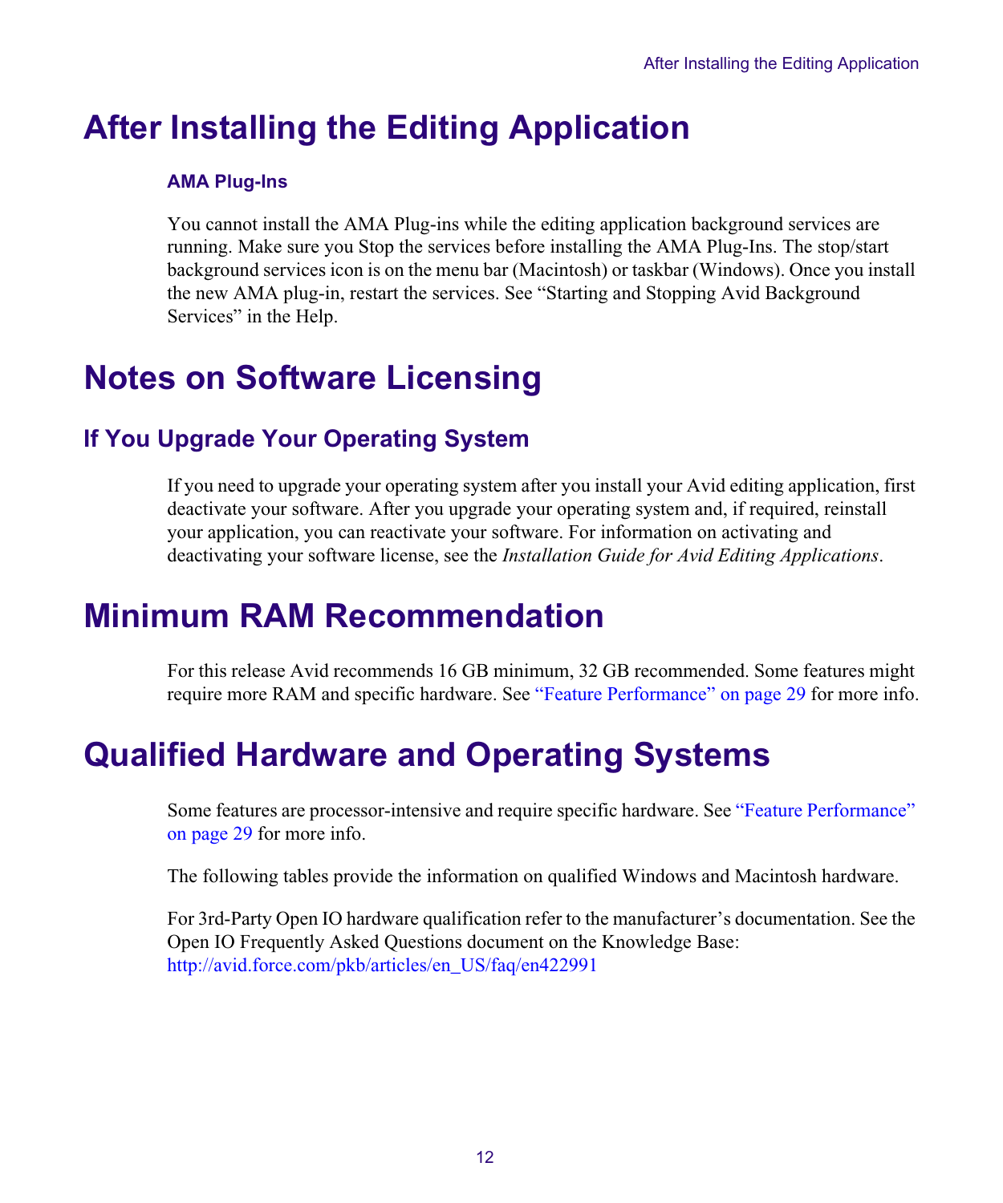# After Installing the Editing Application

### AMA Plug-Ins

You cannot install the AMA Plug-ins while the editing application background services are running. Make sure you Stop the services before installing the AMA Plug-Ins. The stop/start background services icon is on the menu bar (Macintosh) or taskbar (Windows). Once you install the new AMA plug-in, restart the services. See "Starting and Stopping Avid Background Services" in the Help.

# Notes on Software Licensing

## If You Upgrade Your Operating System

If you need to upgrade your operating system after you install your Avid editing application, first deactivate your software. After you upgrade your operating system and, if required, reinstall your application, you can reactivate your software. For information on activating and deactivating your software license, see the *Installation Guide for Avid Editing Applications*.

# Minimum RAM Recommendation

For this release Avid recommends 16 GB minimum, 32 GB recommended. Some features might require more RAM and specific hardware. See "Feature Performance" on page 29 for more info.

# Qualified Hardware and Operating Systems

Some features are processor-intensive and require specific hardware. See "Feature Performance" on page 29 for more info.

The following tables provide the information on qualified Windows and Macintosh hardware.

For 3rd-Party Open IO hardware qualification refer to the manufacturer's documentation. See the Open IO Frequently Asked Questions document on the Knowledge Base:
http://avid.force.com/pkb/articles/en_US/faq/en422991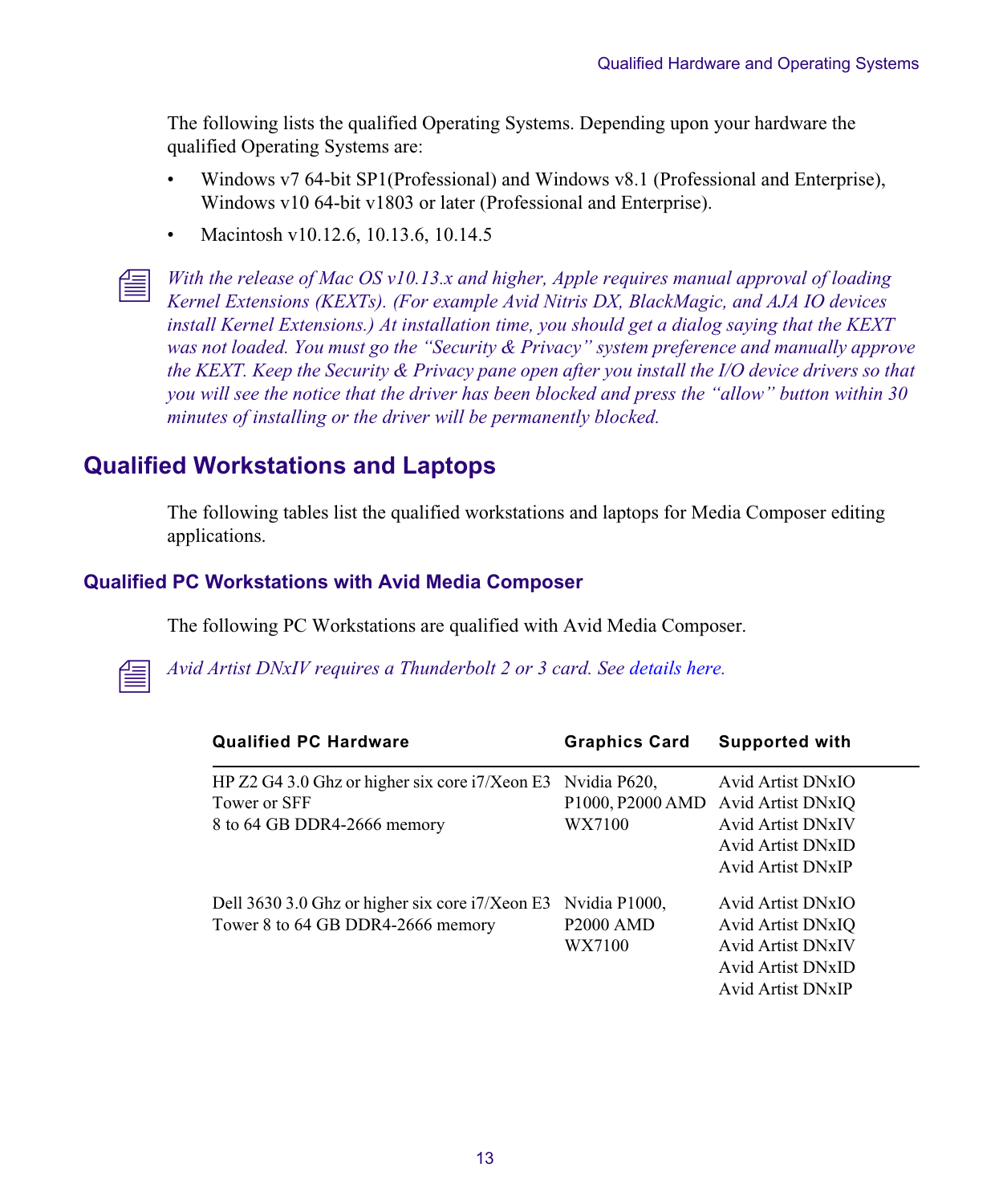The following lists the qualified Operating Systems. Depending upon your hardware the qualified Operating Systems are:

- Windows v7 64-bit SP1(Professional) and Windows v8.1 (Professional and Enterprise), Windows v10 64-bit v1803 or later (Professional and Enterprise).
- Macintosh v10.12.6, 10.13.6, 10.14.5

*With the release of Mac OS v10.13.x and higher, Apple requires manual approval of loading Kernel Extensions (KEXTs). (For example Avid Nitris DX, BlackMagic, and AJA IO devices install Kernel Extensions.) At installation time, you should get a dialog saying that the KEXT was not loaded. You must go the "Security & Privacy" system preference and manually approve the KEXT. Keep the Security & Privacy pane open after you install the I/O device drivers so that you will see the notice that the driver has been blocked and press the "allow" button within 30 minutes of installing or the driver will be permanently blocked.*

## Qualified Workstations and Laptops

The following tables list the qualified workstations and laptops for Media Composer editing applications.

### Qualified PC Workstations with Avid Media Composer

The following PC Workstations are qualified with Avid Media Composer.

*Avid Artist DNxIV requires a Thunderbolt 2 or 3 card. See details here.*

| Qualified PC Hardware | Graphics Card | Supported with |
|---|---|---|
| HP Z2 G4 3.0 Ghz or higher six core i7/Xeon E3 Tower or SFF<br>8 to 64 GB DDR4-2666 memory | Nvidia P620, P1000, P2000 AMD WX7100 | Avid Artist DNxIO<br>Avid Artist DNxIQ<br>Avid Artist DNxIV<br>Avid Artist DNxID<br>Avid Artist DNxIP |
| Dell 3630 3.0 Ghz or higher six core i7/Xeon E3 Tower 8 to 64 GB DDR4-2666 memory | Nvidia P1000, P2000 AMD WX7100 | Avid Artist DNxIO<br>Avid Artist DNxIQ<br>Avid Artist DNxIV<br>Avid Artist DNxID<br>Avid Artist DNxIP |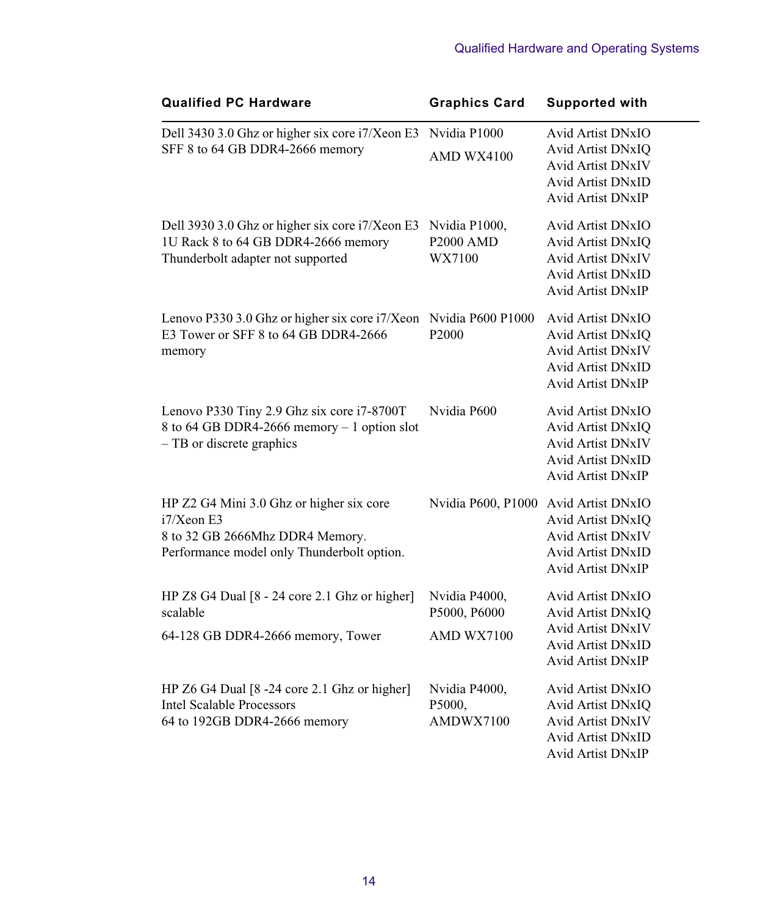| Qualified PC Hardware | Graphics Card | Supported with |
|---|---|---|
| Dell 3430 3.0 Ghz or higher six core i7/Xeon E3 SFF 8 to 64 GB DDR4-2666 memory | Nvidia P1000<br>AMD WX4100 | Avid Artist DNxIO<br>Avid Artist DNxIQ<br>Avid Artist DNxIV<br>Avid Artist DNxID<br>Avid Artist DNxIP |
| Dell 3930 3.0 Ghz or higher six core i7/Xeon E3 1U Rack 8 to 64 GB DDR4-2666 memory Thunderbolt adapter not supported | Nvidia P1000, P2000 AMD WX7100 | Avid Artist DNxIO<br>Avid Artist DNxIQ<br>Avid Artist DNxIV<br>Avid Artist DNxID<br>Avid Artist DNxIP |
| Lenovo P330 3.0 Ghz or higher six core i7/Xeon E3 Tower or SFF 8 to 64 GB DDR4-2666 memory | Nvidia P600 P1000 P2000 | Avid Artist DNxIO<br>Avid Artist DNxIQ<br>Avid Artist DNxIV<br>Avid Artist DNxID<br>Avid Artist DNxIP |
| Lenovo P330 Tiny 2.9 Ghz six core i7-8700T 8 to 64 GB DDR4-2666 memory – 1 option slot – TB or discrete graphics | Nvidia P600 | Avid Artist DNxIO<br>Avid Artist DNxIQ<br>Avid Artist DNxIV<br>Avid Artist DNxID<br>Avid Artist DNxIP |
| HP Z2 G4 Mini 3.0 Ghz or higher six core i7/Xeon E3<br>8 to 32 GB 2666Mhz DDR4 Memory.<br>Performance model only Thunderbolt option. | Nvidia P600, P1000 | Avid Artist DNxIO<br>Avid Artist DNxIQ<br>Avid Artist DNxIV<br>Avid Artist DNxID<br>Avid Artist DNxIP |
| HP Z8 G4 Dual [8 - 24 core 2.1 Ghz or higher] scalable<br>64-128 GB DDR4-2666 memory, Tower | Nvidia P4000, P5000, P6000<br>AMD WX7100 | Avid Artist DNxIO<br>Avid Artist DNxIQ<br>Avid Artist DNxIV<br>Avid Artist DNxID<br>Avid Artist DNxIP |
| HP Z6 G4 Dual [8 -24 core 2.1 Ghz or higher] Intel Scalable Processors<br>64 to 192GB DDR4-2666 memory | Nvidia P4000, P5000, AMDWX7100 | Avid Artist DNxIO<br>Avid Artist DNxIQ<br>Avid Artist DNxIV<br>Avid Artist DNxID<br>Avid Artist DNxIP |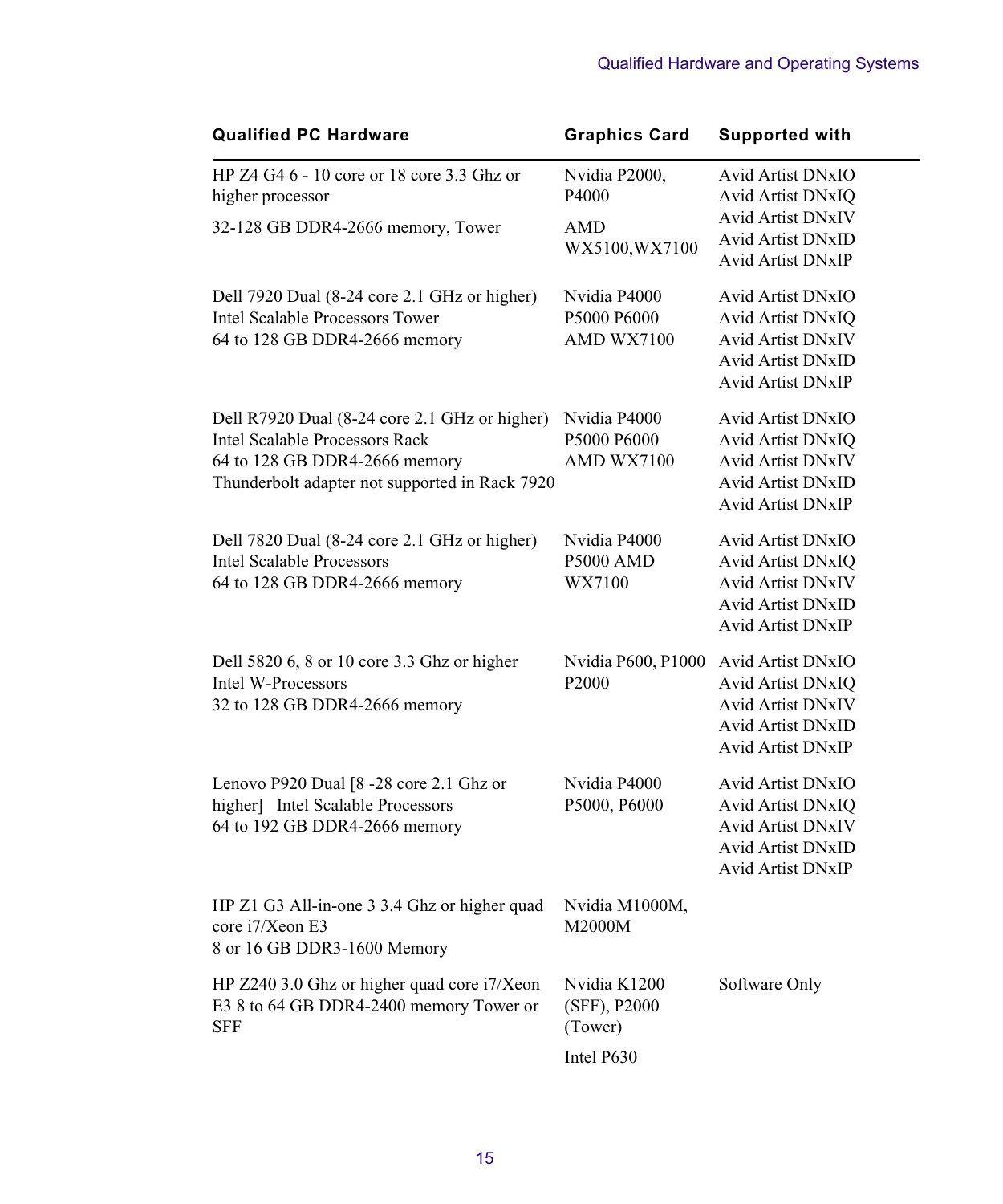| Qualified PC Hardware | Graphics Card | Supported with |
|---|---|---|
| HP Z4 G4 6 - 10 core or 18 core 3.3 Ghz or higher processor<br>32-128 GB DDR4-2666 memory, Tower | Nvidia P2000, P4000<br>AMD WX5100,WX7100 | Avid Artist DNxIO<br>Avid Artist DNxIQ<br>Avid Artist DNxIV<br>Avid Artist DNxID<br>Avid Artist DNxIP |
| Dell 7920 Dual (8-24 core 2.1 GHz or higher) Intel Scalable Processors Tower<br>64 to 128 GB DDR4-2666 memory | Nvidia P4000 P5000 P6000 AMD WX7100 | Avid Artist DNxIO<br>Avid Artist DNxIQ<br>Avid Artist DNxIV<br>Avid Artist DNxID<br>Avid Artist DNxIP |
| Dell R7920 Dual (8-24 core 2.1 GHz or higher) Intel Scalable Processors Rack<br>64 to 128 GB DDR4-2666 memory<br>Thunderbolt adapter not supported in Rack 7920 | Nvidia P4000 P5000 P6000 AMD WX7100 | Avid Artist DNxIO<br>Avid Artist DNxIQ<br>Avid Artist DNxIV<br>Avid Artist DNxID<br>Avid Artist DNxIP |
| Dell 7820 Dual (8-24 core 2.1 GHz or higher) Intel Scalable Processors<br>64 to 128 GB DDR4-2666 memory | Nvidia P4000 P5000 AMD WX7100 | Avid Artist DNxIO<br>Avid Artist DNxIQ<br>Avid Artist DNxIV<br>Avid Artist DNxID<br>Avid Artist DNxIP |
| Dell 5820 6, 8 or 10 core 3.3 Ghz or higher Intel W-Processors<br>32 to 128 GB DDR4-2666 memory | Nvidia P600, P1000 P2000 | Avid Artist DNxIO<br>Avid Artist DNxIQ<br>Avid Artist DNxIV<br>Avid Artist DNxID<br>Avid Artist DNxIP |
| Lenovo P920 Dual [8 -28 core 2.1 Ghz or higher] Intel Scalable Processors<br>64 to 192 GB DDR4-2666 memory | Nvidia P4000 P5000, P6000 | Avid Artist DNxIO<br>Avid Artist DNxIQ<br>Avid Artist DNxIV<br>Avid Artist DNxID<br>Avid Artist DNxIP |
| HP Z1 G3 All-in-one 3 3.4 Ghz or higher quad core i7/Xeon E3<br>8 or 16 GB DDR3-1600 Memory | Nvidia M1000M, M2000M | |
| HP Z240 3.0 Ghz or higher quad core i7/Xeon E3 8 to 64 GB DDR4-2400 memory Tower or SFF | Nvidia K1200 (SFF), P2000 (Tower)<br>Intel P630 | Software Only |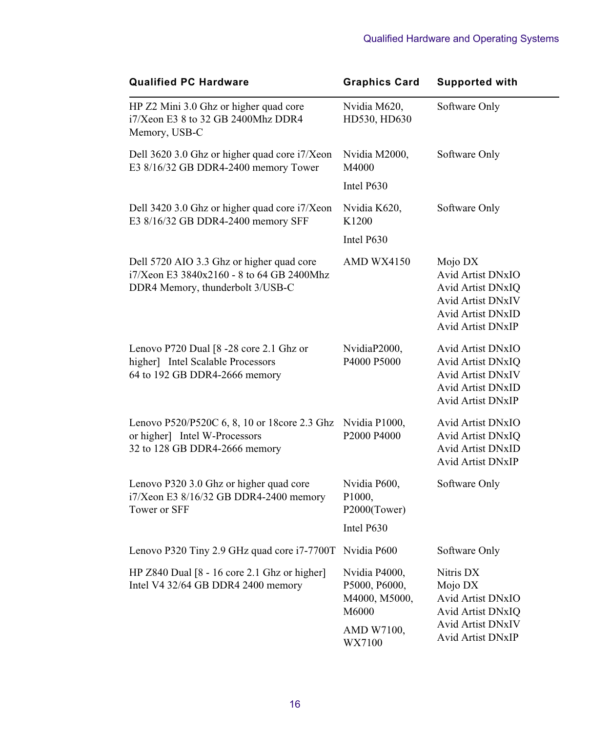| Qualified PC Hardware | Graphics Card | Supported with |
|---|---|---|
| HP Z2 Mini 3.0 Ghz or higher quad core i7/Xeon E3 8 to 32 GB 2400Mhz DDR4 Memory, USB-C | Nvidia M620, HD530, HD630 | Software Only |
| Dell 3620 3.0 Ghz or higher quad core i7/Xeon E3 8/16/32 GB DDR4-2400 memory Tower | Nvidia M2000, M4000<br>Intel P630 | Software Only |
| Dell 3420 3.0 Ghz or higher quad core i7/Xeon E3 8/16/32 GB DDR4-2400 memory SFF | Nvidia K620, K1200<br>Intel P630 | Software Only |
| Dell 5720 AIO 3.3 Ghz or higher quad core i7/Xeon E3 3840x2160 - 8 to 64 GB 2400Mhz DDR4 Memory, thunderbolt 3/USB-C | AMD WX4150 | Mojo DX<br>Avid Artist DNxIO<br>Avid Artist DNxIQ<br>Avid Artist DNxIV<br>Avid Artist DNxID<br>Avid Artist DNxIP |
| Lenovo P720 Dual [8 -28 core 2.1 Ghz or higher] Intel Scalable Processors 64 to 192 GB DDR4-2666 memory | NvidiaP2000, P4000 P5000 | Avid Artist DNxIO<br>Avid Artist DNxIQ<br>Avid Artist DNxIV<br>Avid Artist DNxID<br>Avid Artist DNxIP |
| Lenovo P520/P520C 6, 8, 10 or 18core 2.3 Ghz or higher] Intel W-Processors 32 to 128 GB DDR4-2666 memory | Nvidia P1000, P2000 P4000 | Avid Artist DNxIO<br>Avid Artist DNxIQ<br>Avid Artist DNxID<br>Avid Artist DNxIP |
| Lenovo P320 3.0 Ghz or higher quad core i7/Xeon E3 8/16/32 GB DDR4-2400 memory Tower or SFF | Nvidia P600, P1000, P2000(Tower)<br>Intel P630 | Software Only |
| Lenovo P320 Tiny 2.9 GHz quad core i7-7700T | Nvidia P600 | Software Only |
| HP Z840 Dual [8 - 16 core 2.1 Ghz or higher] Intel V4 32/64 GB DDR4 2400 memory | Nvidia P4000, P5000, P6000, M4000, M5000, M6000<br>AMD W7100, WX7100 | Nitris DX<br>Mojo DX<br>Avid Artist DNxIO<br>Avid Artist DNxIQ<br>Avid Artist DNxIV<br>Avid Artist DNxIP |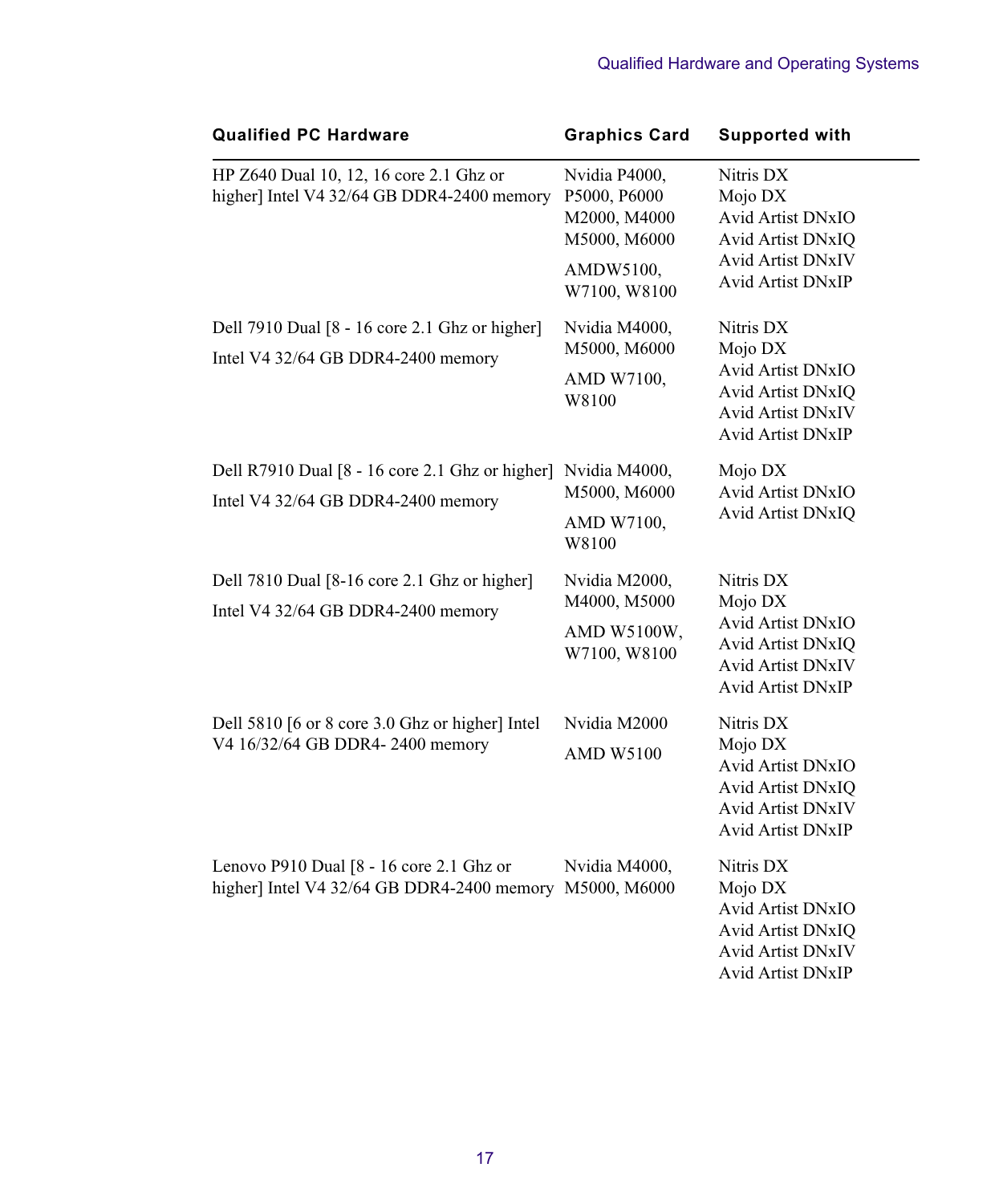| Qualified PC Hardware | Graphics Card | Supported with |
|---|---|---|
| HP Z640 Dual 10, 12, 16 core 2.1 Ghz or higher] Intel V4 32/64 GB DDR4-2400 memory | Nvidia P4000, P5000, P6000 M2000, M4000 M5000, M6000<br>AMDW5100, W7100, W8100 | Nitris DX<br>Mojo DX<br>Avid Artist DNxIO<br>Avid Artist DNxIQ<br>Avid Artist DNxIV<br>Avid Artist DNxIP |
| Dell 7910 Dual [8 - 16 core 2.1 Ghz or higher]<br>Intel V4 32/64 GB DDR4-2400 memory | Nvidia M4000, M5000, M6000<br>AMD W7100, W8100 | Nitris DX<br>Mojo DX<br>Avid Artist DNxIO<br>Avid Artist DNxIQ<br>Avid Artist DNxIV<br>Avid Artist DNxIP |
| Dell R7910 Dual [8 - 16 core 2.1 Ghz or higher]<br>Intel V4 32/64 GB DDR4-2400 memory | Nvidia M4000, M5000, M6000<br>AMD W7100, W8100 | Mojo DX<br>Avid Artist DNxIO<br>Avid Artist DNxIQ |
| Dell 7810 Dual [8-16 core 2.1 Ghz or higher]<br>Intel V4 32/64 GB DDR4-2400 memory | Nvidia M2000, M4000, M5000<br>AMD W5100W, W7100, W8100 | Nitris DX<br>Mojo DX<br>Avid Artist DNxIO<br>Avid Artist DNxIQ<br>Avid Artist DNxIV<br>Avid Artist DNxIP |
| Dell 5810 [6 or 8 core 3.0 Ghz or higher] Intel V4 16/32/64 GB DDR4- 2400 memory | Nvidia M2000<br>AMD W5100 | Nitris DX<br>Mojo DX<br>Avid Artist DNxIO<br>Avid Artist DNxIQ<br>Avid Artist DNxIV<br>Avid Artist DNxIP |
| Lenovo P910 Dual [8 - 16 core 2.1 Ghz or higher] Intel V4 32/64 GB DDR4-2400 memory | Nvidia M4000, M5000, M6000 | Nitris DX<br>Mojo DX<br>Avid Artist DNxIO<br>Avid Artist DNxIQ<br>Avid Artist DNxIV<br>Avid Artist DNxIP |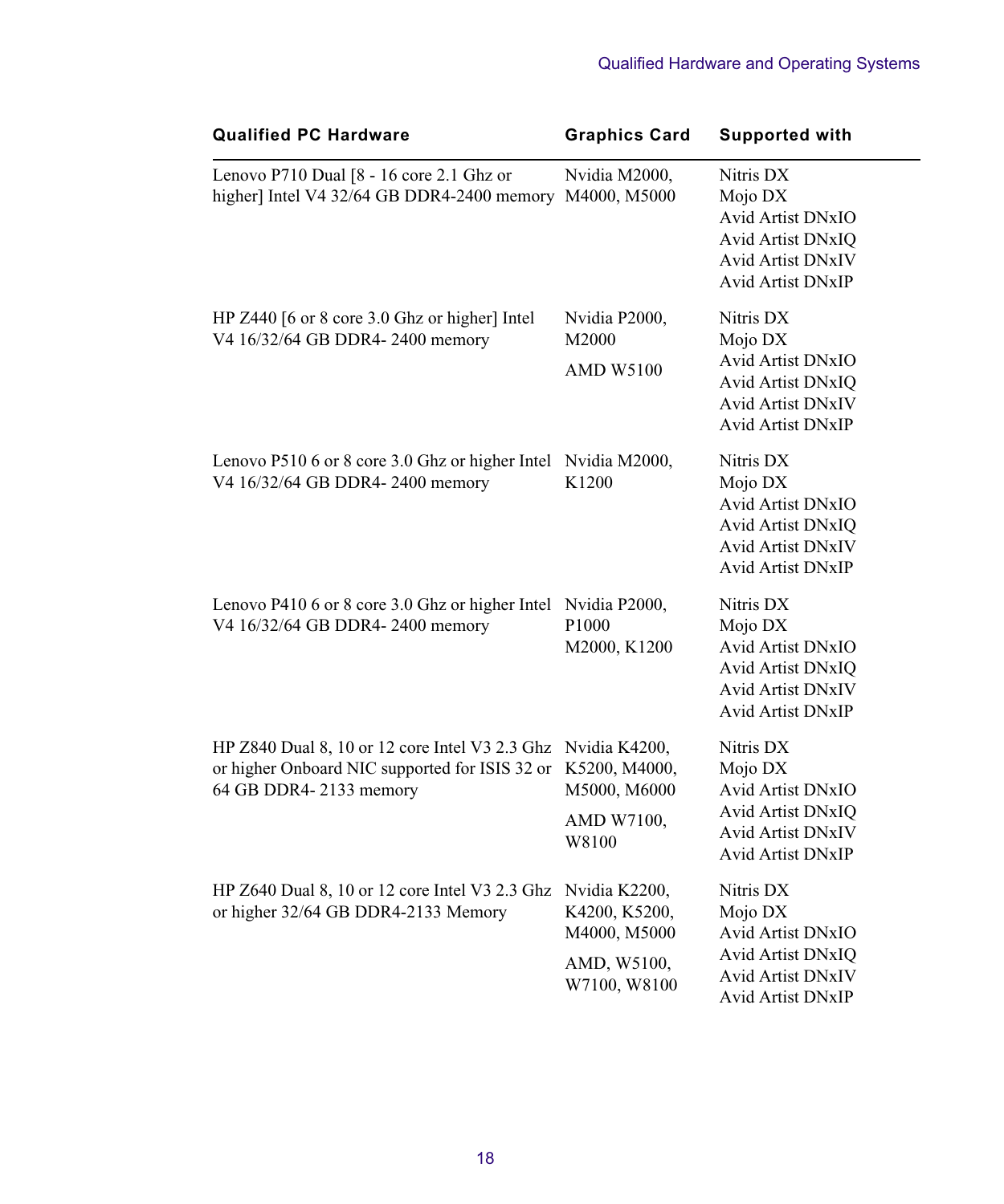| Qualified PC Hardware | Graphics Card | Supported with |
|---|---|---|
| Lenovo P710 Dual [8 - 16 core 2.1 Ghz or higher] Intel V4 32/64 GB DDR4-2400 memory | Nvidia M2000, M4000, M5000 | Nitris DX<br>Mojo DX<br>Avid Artist DNxIO<br>Avid Artist DNxIQ<br>Avid Artist DNxIV<br>Avid Artist DNxIP |
| HP Z440 [6 or 8 core 3.0 Ghz or higher] Intel V4 16/32/64 GB DDR4- 2400 memory | Nvidia P2000, M2000<br>AMD W5100 | Nitris DX<br>Mojo DX<br>Avid Artist DNxIO<br>Avid Artist DNxIQ<br>Avid Artist DNxIV<br>Avid Artist DNxIP |
| Lenovo P510 6 or 8 core 3.0 Ghz or higher Intel V4 16/32/64 GB DDR4- 2400 memory | Nvidia M2000, K1200 | Nitris DX<br>Mojo DX<br>Avid Artist DNxIO<br>Avid Artist DNxIQ<br>Avid Artist DNxIV<br>Avid Artist DNxIP |
| Lenovo P410 6 or 8 core 3.0 Ghz or higher Intel V4 16/32/64 GB DDR4- 2400 memory | Nvidia P2000, P1000<br>M2000, K1200 | Nitris DX<br>Mojo DX<br>Avid Artist DNxIO<br>Avid Artist DNxIQ<br>Avid Artist DNxIV<br>Avid Artist DNxIP |
| HP Z840 Dual 8, 10 or 12 core Intel V3 2.3 Ghz or higher Onboard NIC supported for ISIS 32 or 64 GB DDR4- 2133 memory | Nvidia K4200, K5200, M4000, M5000, M6000<br>AMD W7100, W8100 | Nitris DX<br>Mojo DX<br>Avid Artist DNxIO<br>Avid Artist DNxIQ<br>Avid Artist DNxIV<br>Avid Artist DNxIP |
| HP Z640 Dual 8, 10 or 12 core Intel V3 2.3 Ghz or higher 32/64 GB DDR4-2133 Memory | Nvidia K2200, K4200, K5200, M4000, M5000<br>AMD, W5100, W7100, W8100 | Nitris DX<br>Mojo DX<br>Avid Artist DNxIO<br>Avid Artist DNxIQ<br>Avid Artist DNxIV<br>Avid Artist DNxIP |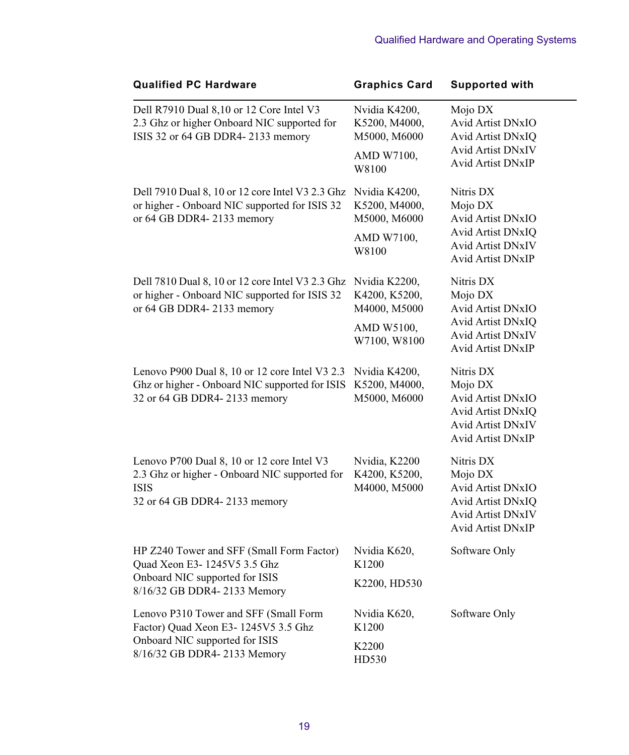| Qualified PC Hardware | Graphics Card | Supported with |
|---|---|---|
| Dell R7910 Dual 8,10 or 12 Core Intel V3 2.3 Ghz or higher Onboard NIC supported for ISIS 32 or 64 GB DDR4- 2133 memory | Nvidia K4200, K5200, M4000, M5000, M6000<br>AMD W7100, W8100 | Mojo DX<br>Avid Artist DNxIO<br>Avid Artist DNxIQ<br>Avid Artist DNxIV<br>Avid Artist DNxIP |
| Dell 7910 Dual 8, 10 or 12 core Intel V3 2.3 Ghz or higher - Onboard NIC supported for ISIS 32 or 64 GB DDR4- 2133 memory | Nvidia K4200, K5200, M4000, M5000, M6000<br>AMD W7100, W8100 | Nitris DX<br>Mojo DX<br>Avid Artist DNxIO<br>Avid Artist DNxIQ<br>Avid Artist DNxIV<br>Avid Artist DNxIP |
| Dell 7810 Dual 8, 10 or 12 core Intel V3 2.3 Ghz or higher - Onboard NIC supported for ISIS 32 or 64 GB DDR4- 2133 memory | Nvidia K2200, K4200, K5200, M4000, M5000<br>AMD W5100, W7100, W8100 | Nitris DX<br>Mojo DX<br>Avid Artist DNxIO<br>Avid Artist DNxIQ<br>Avid Artist DNxIV<br>Avid Artist DNxIP |
| Lenovo P900 Dual 8, 10 or 12 core Intel V3 2.3 Ghz or higher - Onboard NIC supported for ISIS 32 or 64 GB DDR4- 2133 memory | Nvidia K4200, K5200, M4000, M5000, M6000 | Nitris DX<br>Mojo DX<br>Avid Artist DNxIO<br>Avid Artist DNxIQ<br>Avid Artist DNxIV<br>Avid Artist DNxIP |
| Lenovo P700 Dual 8, 10 or 12 core Intel V3 2.3 Ghz or higher - Onboard NIC supported for ISIS<br>32 or 64 GB DDR4- 2133 memory | Nvidia, K2200 K4200, K5200, M4000, M5000 | Nitris DX<br>Mojo DX<br>Avid Artist DNxIO<br>Avid Artist DNxIQ<br>Avid Artist DNxIV<br>Avid Artist DNxIP |
| HP Z240 Tower and SFF (Small Form Factor) Quad Xeon E3- 1245V5 3.5 Ghz<br>Onboard NIC supported for ISIS<br>8/16/32 GB DDR4- 2133 Memory | Nvidia K620, K1200<br>K2200, HD530 | Software Only |
| Lenovo P310 Tower and SFF (Small Form Factor) Quad Xeon E3- 1245V5 3.5 Ghz<br>Onboard NIC supported for ISIS<br>8/16/32 GB DDR4- 2133 Memory | Nvidia K620, K1200<br>K2200<br>HD530 | Software Only |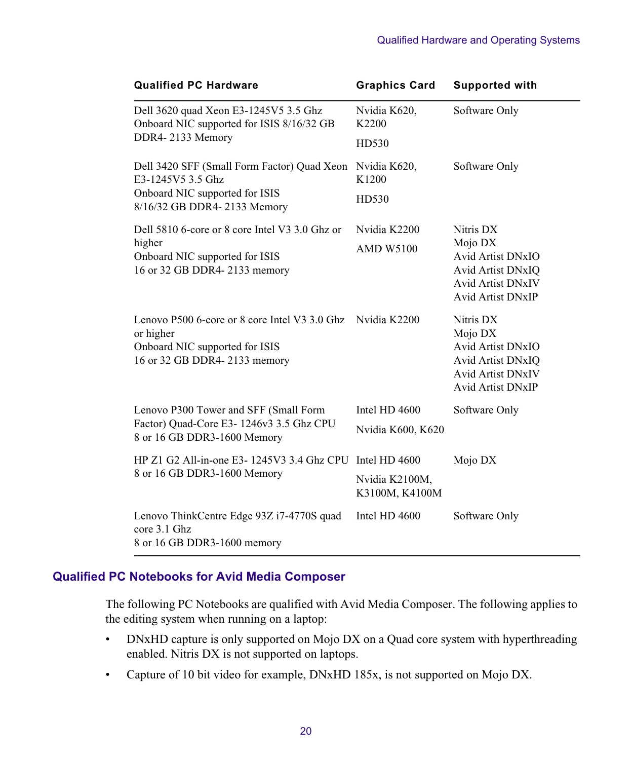| Qualified PC Hardware | Graphics Card | Supported with |
|---|---|---|
| Dell 3620 quad Xeon E3-1245V5 3.5 Ghz<br>Onboard NIC supported for ISIS 8/16/32 GB DDR4- 2133 Memory | Nvidia K620, K2200<br>HD530 | Software Only |
| Dell 3420 SFF (Small Form Factor) Quad Xeon E3-1245V5 3.5 Ghz<br>Onboard NIC supported for ISIS<br>8/16/32 GB DDR4- 2133 Memory | Nvidia K620, K1200<br>HD530 | Software Only |
| Dell 5810 6-core or 8 core Intel V3 3.0 Ghz or higher<br>Onboard NIC supported for ISIS<br>16 or 32 GB DDR4- 2133 memory | Nvidia K2200<br>AMD W5100 | Nitris DX<br>Mojo DX<br>Avid Artist DNxIO<br>Avid Artist DNxIQ<br>Avid Artist DNxIV<br>Avid Artist DNxIP |
| Lenovo P500 6-core or 8 core Intel V3 3.0 Ghz or higher<br>Onboard NIC supported for ISIS<br>16 or 32 GB DDR4- 2133 memory | Nvidia K2200 | Nitris DX<br>Mojo DX<br>Avid Artist DNxIO<br>Avid Artist DNxIQ<br>Avid Artist DNxIV<br>Avid Artist DNxIP |
| Lenovo P300 Tower and SFF (Small Form Factor) Quad-Core E3- 1246v3 3.5 Ghz CPU<br>8 or 16 GB DDR3-1600 Memory | Intel HD 4600<br>Nvidia K600, K620 | Software Only |
| HP Z1 G2 All-in-one E3- 1245V3 3.4 Ghz CPU<br>8 or 16 GB DDR3-1600 Memory | Intel HD 4600<br>Nvidia K2100M, K3100M, K4100M | Mojo DX |
| Lenovo ThinkCentre Edge 93Z i7-4770S quad core 3.1 Ghz<br>8 or 16 GB DDR3-1600 memory | Intel HD 4600 | Software Only |

## Qualified PC Notebooks for Avid Media Composer

The following PC Notebooks are qualified with Avid Media Composer. The following applies to the editing system when running on a laptop:

- DNxHD capture is only supported on Mojo DX on a Quad core system with hyperthreading enabled. Nitris DX is not supported on laptops.
- Capture of 10 bit video for example, DNxHD 185x, is not supported on Mojo DX.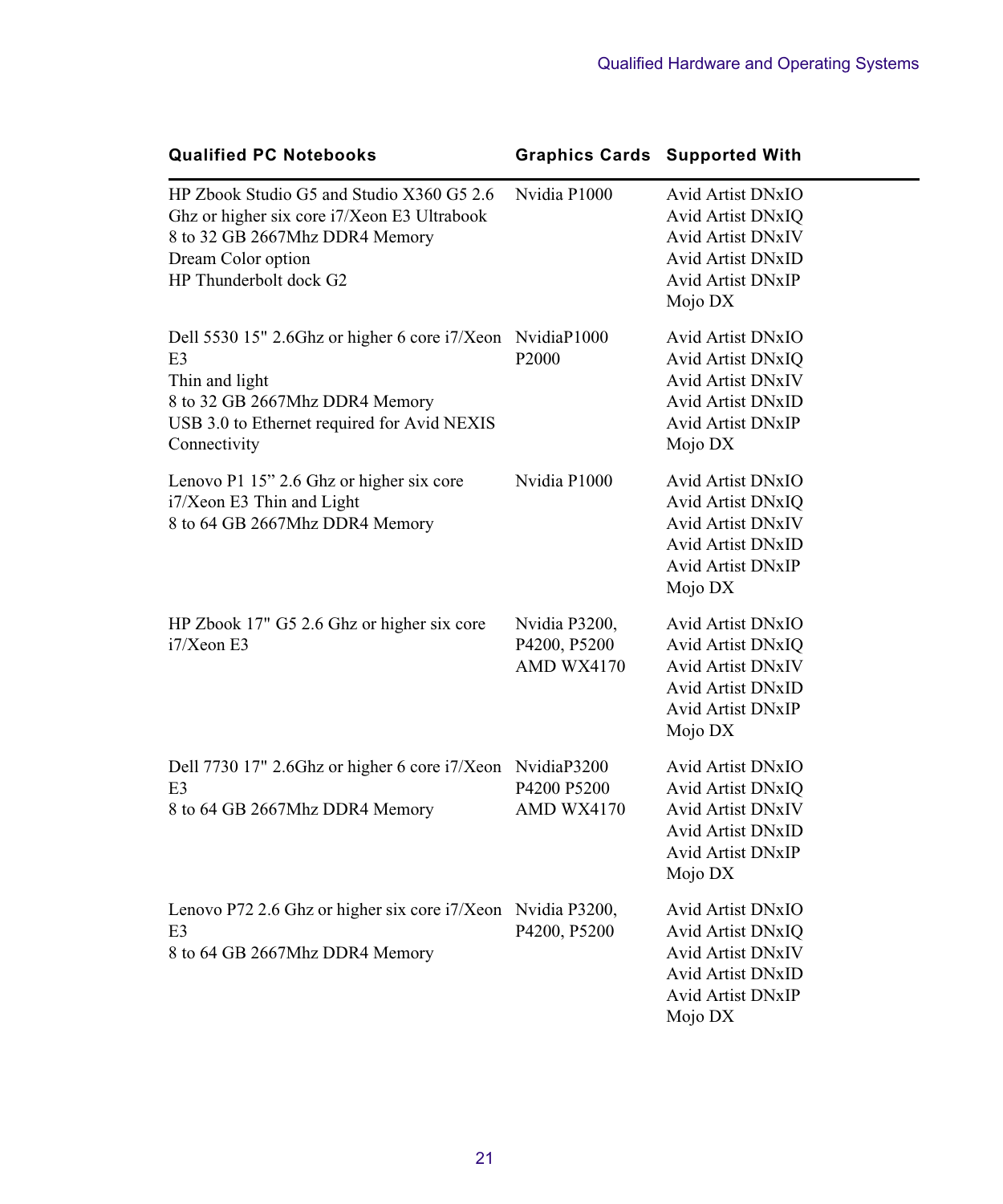| Qualified PC Notebooks | Graphics Cards | Supported With |
|---|---|---|
| HP Zbook Studio G5 and Studio X360 G5 2.6 Ghz or higher six core i7/Xeon E3 Ultrabook<br>8 to 32 GB 2667Mhz DDR4 Memory<br>Dream Color option<br>HP Thunderbolt dock G2 | Nvidia P1000 | Avid Artist DNxIO<br>Avid Artist DNxIQ<br>Avid Artist DNxIV<br>Avid Artist DNxID<br>Avid Artist DNxIP<br>Mojo DX |
| Dell 5530 15" 2.6Ghz or higher 6 core i7/Xeon E3<br>Thin and light<br>8 to 32 GB 2667Mhz DDR4 Memory<br>USB 3.0 to Ethernet required for Avid NEXIS Connectivity | NvidiaP1000<br>P2000 | Avid Artist DNxIO<br>Avid Artist DNxIQ<br>Avid Artist DNxIV<br>Avid Artist DNxID<br>Avid Artist DNxIP<br>Mojo DX |
| Lenovo P1 15" 2.6 Ghz or higher six core i7/Xeon E3 Thin and Light<br>8 to 64 GB 2667Mhz DDR4 Memory | Nvidia P1000 | Avid Artist DNxIO<br>Avid Artist DNxIQ<br>Avid Artist DNxIV<br>Avid Artist DNxID<br>Avid Artist DNxIP<br>Mojo DX |
| HP Zbook 17" G5 2.6 Ghz or higher six core i7/Xeon E3 | Nvidia P3200, P4200, P5200<br>AMD WX4170 | Avid Artist DNxIO<br>Avid Artist DNxIQ<br>Avid Artist DNxIV<br>Avid Artist DNxID<br>Avid Artist DNxIP<br>Mojo DX |
| Dell 7730 17" 2.6Ghz or higher 6 core i7/Xeon E3<br>8 to 64 GB 2667Mhz DDR4 Memory | NvidiaP3200<br>P4200 P5200<br>AMD WX4170 | Avid Artist DNxIO<br>Avid Artist DNxIQ<br>Avid Artist DNxIV<br>Avid Artist DNxID<br>Avid Artist DNxIP<br>Mojo DX |
| Lenovo P72 2.6 Ghz or higher six core i7/Xeon E3<br>8 to 64 GB 2667Mhz DDR4 Memory | Nvidia P3200, P4200, P5200 | Avid Artist DNxIO<br>Avid Artist DNxIQ<br>Avid Artist DNxIV<br>Avid Artist DNxID<br>Avid Artist DNxIP<br>Mojo DX |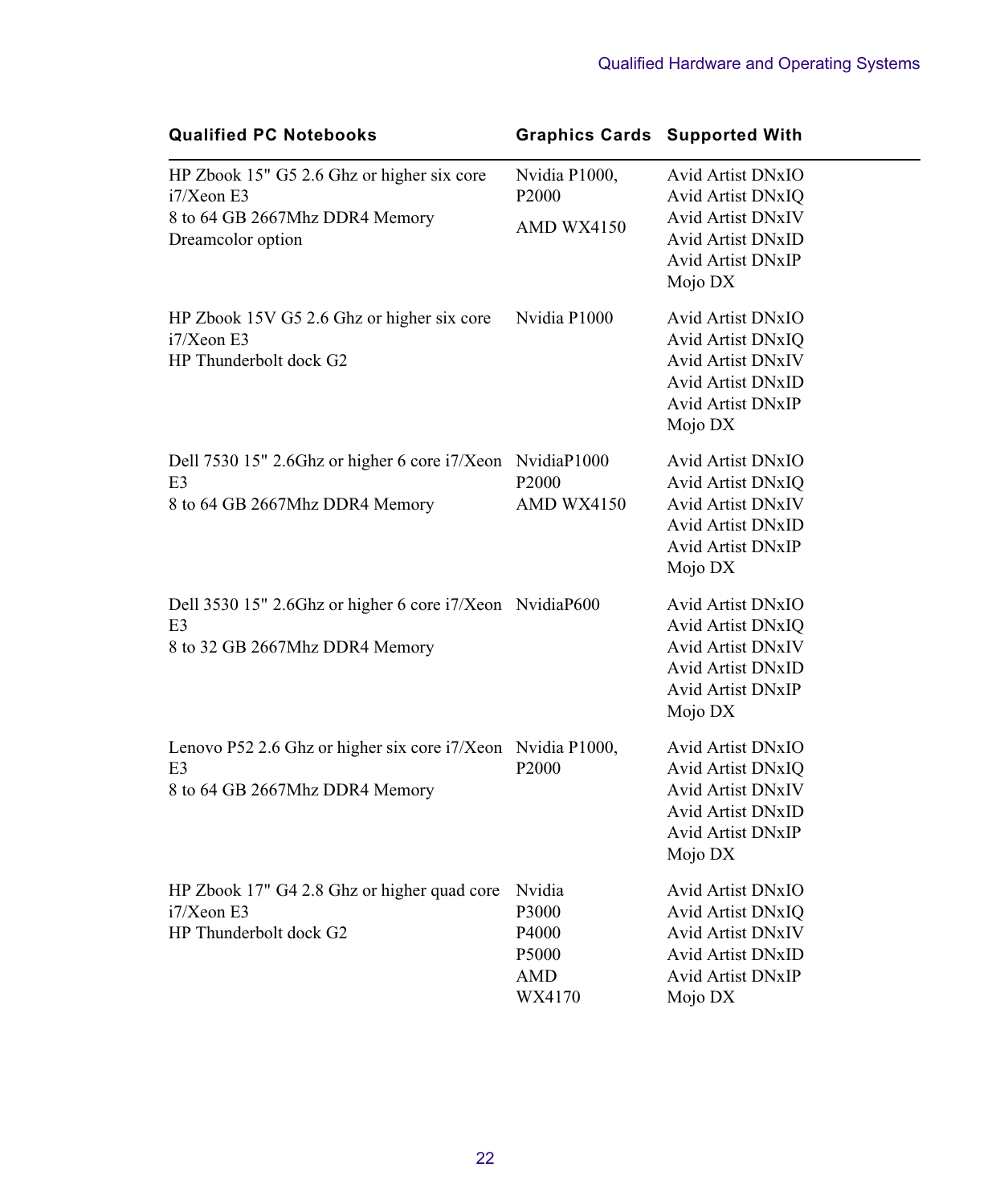| Qualified PC Notebooks | Graphics Cards | Supported With |
|---|---|---|
| HP Zbook 15" G5 2.6 Ghz or higher six core i7/Xeon E3<br>8 to 64 GB 2667Mhz DDR4 Memory<br>Dreamcolor option | Nvidia P1000, P2000<br>AMD WX4150 | Avid Artist DNxIO<br>Avid Artist DNxIQ<br>Avid Artist DNxIV<br>Avid Artist DNxID<br>Avid Artist DNxIP<br>Mojo DX |
| HP Zbook 15V G5 2.6 Ghz or higher six core i7/Xeon E3<br>HP Thunderbolt dock G2 | Nvidia P1000 | Avid Artist DNxIO<br>Avid Artist DNxIQ<br>Avid Artist DNxIV<br>Avid Artist DNxID<br>Avid Artist DNxIP<br>Mojo DX |
| Dell 7530 15" 2.6Ghz or higher 6 core i7/Xeon E3<br>8 to 64 GB 2667Mhz DDR4 Memory | NvidiaP1000<br>P2000<br>AMD WX4150 | Avid Artist DNxIO<br>Avid Artist DNxIQ<br>Avid Artist DNxIV<br>Avid Artist DNxID<br>Avid Artist DNxIP<br>Mojo DX |
| Dell 3530 15" 2.6Ghz or higher 6 core i7/Xeon E3<br>8 to 32 GB 2667Mhz DDR4 Memory | NvidiaP600 | Avid Artist DNxIO<br>Avid Artist DNxIQ<br>Avid Artist DNxIV<br>Avid Artist DNxID<br>Avid Artist DNxIP<br>Mojo DX |
| Lenovo P52 2.6 Ghz or higher six core i7/Xeon E3<br>8 to 64 GB 2667Mhz DDR4 Memory | Nvidia P1000, P2000 | Avid Artist DNxIO<br>Avid Artist DNxIQ<br>Avid Artist DNxIV<br>Avid Artist DNxID<br>Avid Artist DNxIP<br>Mojo DX |
| HP Zbook 17" G4 2.8 Ghz or higher quad core i7/Xeon E3<br>HP Thunderbolt dock G2 | Nvidia<br>P3000<br>P4000<br>P5000<br>AMD<br>WX4170 | Avid Artist DNxIO<br>Avid Artist DNxIQ<br>Avid Artist DNxIV<br>Avid Artist DNxID<br>Avid Artist DNxIP<br>Mojo DX |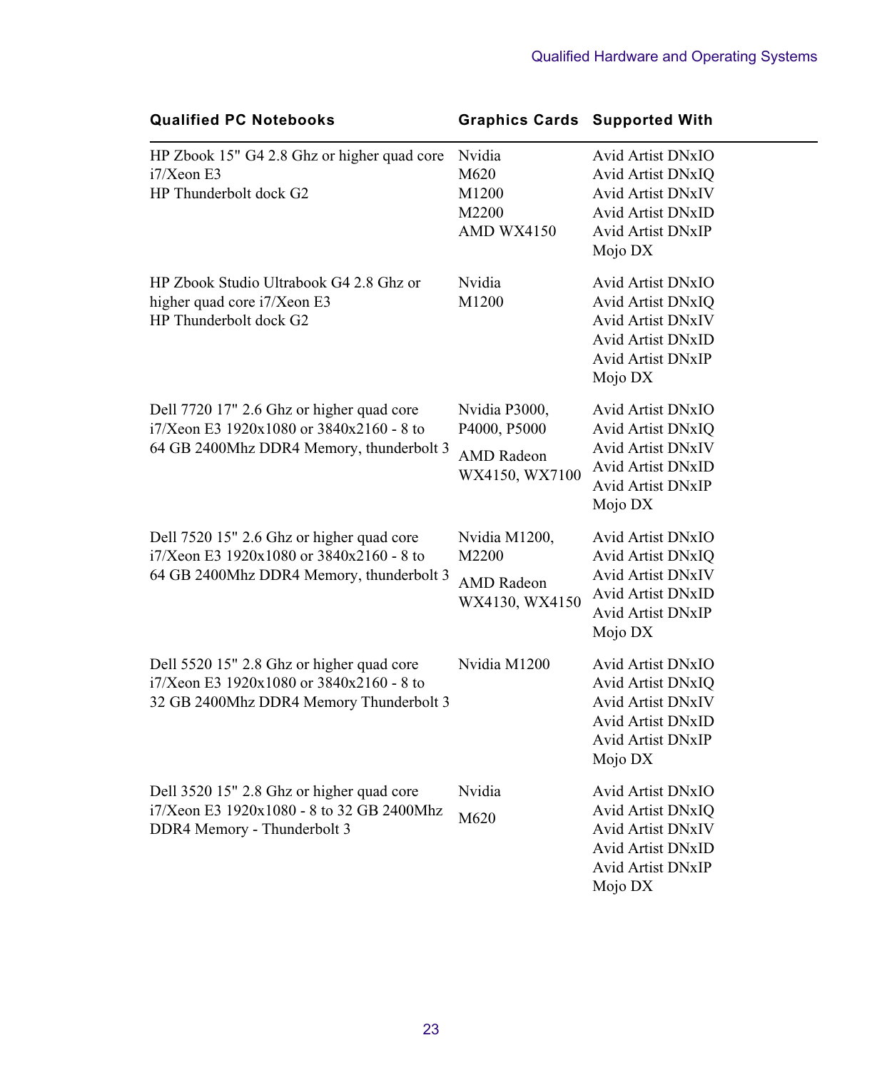| Qualified PC Notebooks | Graphics Cards | Supported With |
|---|---|---|
| HP Zbook 15" G4 2.8 Ghz or higher quad core i7/Xeon E3<br>HP Thunderbolt dock G2 | Nvidia<br>M620<br>M1200<br>M2200<br>AMD WX4150 | Avid Artist DNxIO<br>Avid Artist DNxIQ<br>Avid Artist DNxIV<br>Avid Artist DNxID<br>Avid Artist DNxIP<br>Mojo DX |
| HP Zbook Studio Ultrabook G4 2.8 Ghz or higher quad core i7/Xeon E3<br>HP Thunderbolt dock G2 | Nvidia<br>M1200 | Avid Artist DNxIO<br>Avid Artist DNxIQ<br>Avid Artist DNxIV<br>Avid Artist DNxID<br>Avid Artist DNxIP<br>Mojo DX |
| Dell 7720 17" 2.6 Ghz or higher quad core i7/Xeon E3 1920x1080 or 3840x2160 - 8 to 64 GB 2400Mhz DDR4 Memory, thunderbolt 3 | Nvidia P3000, P4000, P5000<br>AMD Radeon WX4150, WX7100 | Avid Artist DNxIO<br>Avid Artist DNxIQ<br>Avid Artist DNxIV<br>Avid Artist DNxID<br>Avid Artist DNxIP<br>Mojo DX |
| Dell 7520 15" 2.6 Ghz or higher quad core i7/Xeon E3 1920x1080 or 3840x2160 - 8 to 64 GB 2400Mhz DDR4 Memory, thunderbolt 3 | Nvidia M1200, M2200<br>AMD Radeon WX4130, WX4150 | Avid Artist DNxIO<br>Avid Artist DNxIQ<br>Avid Artist DNxIV<br>Avid Artist DNxID<br>Avid Artist DNxIP<br>Mojo DX |
| Dell 5520 15" 2.8 Ghz or higher quad core i7/Xeon E3 1920x1080 or 3840x2160 - 8 to 32 GB 2400Mhz DDR4 Memory Thunderbolt 3 | Nvidia M1200 | Avid Artist DNxIO<br>Avid Artist DNxIQ<br>Avid Artist DNxIV<br>Avid Artist DNxID<br>Avid Artist DNxIP<br>Mojo DX |
| Dell 3520 15" 2.8 Ghz or higher quad core i7/Xeon E3 1920x1080 - 8 to 32 GB 2400Mhz DDR4 Memory - Thunderbolt 3 | Nvidia<br>M620 | Avid Artist DNxIO<br>Avid Artist DNxIQ<br>Avid Artist DNxIV<br>Avid Artist DNxID<br>Avid Artist DNxIP<br>Mojo DX |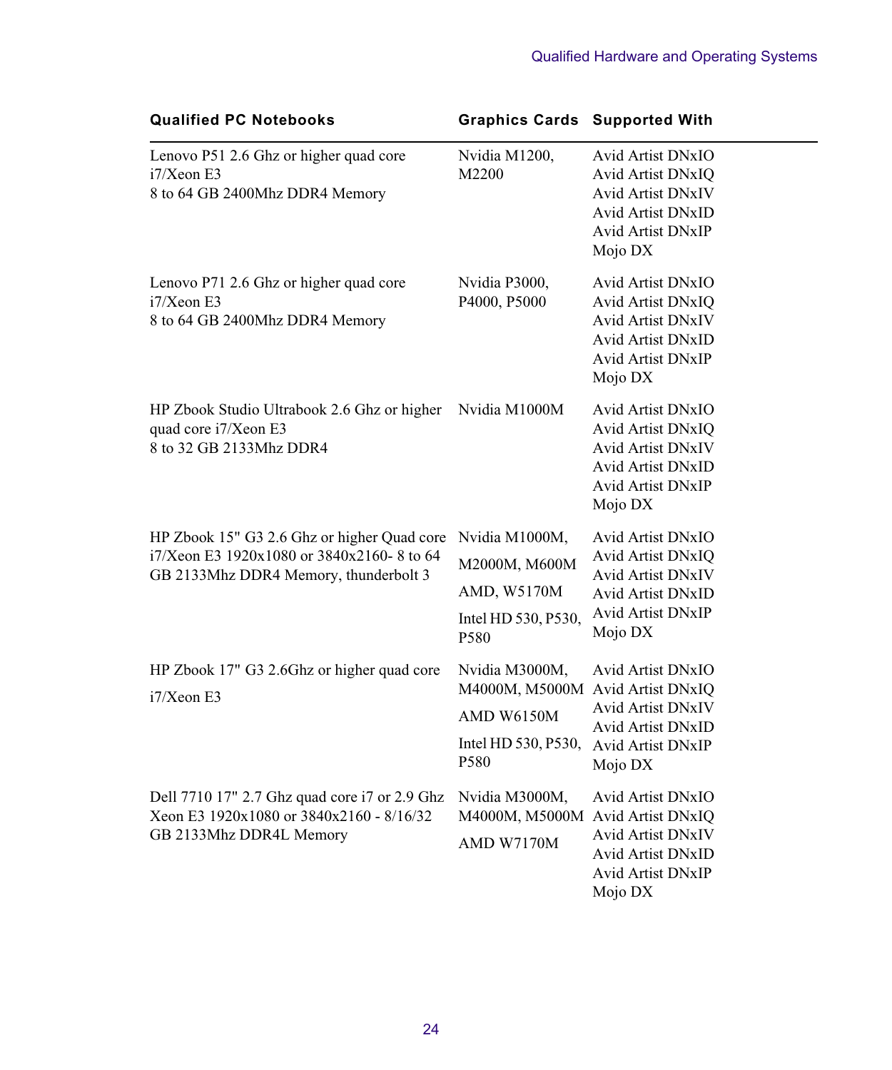| Qualified PC Notebooks | Graphics Cards | Supported With |
|---|---|---|
| Lenovo P51 2.6 Ghz or higher quad core i7/Xeon E3<br>8 to 64 GB 2400Mhz DDR4 Memory | Nvidia M1200, M2200 | Avid Artist DNxIO<br>Avid Artist DNxIQ<br>Avid Artist DNxIV<br>Avid Artist DNxID<br>Avid Artist DNxIP<br>Mojo DX |
| Lenovo P71 2.6 Ghz or higher quad core i7/Xeon E3<br>8 to 64 GB 2400Mhz DDR4 Memory | Nvidia P3000, P4000, P5000 | Avid Artist DNxIO<br>Avid Artist DNxIQ<br>Avid Artist DNxIV<br>Avid Artist DNxID<br>Avid Artist DNxIP<br>Mojo DX |
| HP Zbook Studio Ultrabook 2.6 Ghz or higher quad core i7/Xeon E3<br>8 to 32 GB 2133Mhz DDR4 | Nvidia M1000M | Avid Artist DNxIO<br>Avid Artist DNxIQ<br>Avid Artist DNxIV<br>Avid Artist DNxID<br>Avid Artist DNxIP<br>Mojo DX |
| HP Zbook 15" G3 2.6 Ghz or higher Quad core i7/Xeon E3 1920x1080 or 3840x2160- 8 to 64 GB 2133Mhz DDR4 Memory, thunderbolt 3 | Nvidia M1000M, M2000M, M600M<br>AMD, W5170M<br>Intel HD 530, P530, P580 | Avid Artist DNxIO<br>Avid Artist DNxIQ<br>Avid Artist DNxIV<br>Avid Artist DNxID<br>Avid Artist DNxIP<br>Mojo DX |
| HP Zbook 17" G3 2.6Ghz or higher quad core i7/Xeon E3 | Nvidia M3000M, M4000M, M5000M<br>AMD W6150M<br>Intel HD 530, P530, P580 | Avid Artist DNxIO<br>Avid Artist DNxIQ<br>Avid Artist DNxIV<br>Avid Artist DNxID<br>Avid Artist DNxIP<br>Mojo DX |
| Dell 7710 17" 2.7 Ghz quad core i7 or 2.9 Ghz Xeon E3 1920x1080 or 3840x2160 - 8/16/32 GB 2133Mhz DDR4L Memory | Nvidia M3000M, M4000M, M5000M<br>AMD W7170M | Avid Artist DNxIO<br>Avid Artist DNxIQ<br>Avid Artist DNxIV<br>Avid Artist DNxID<br>Avid Artist DNxIP<br>Mojo DX |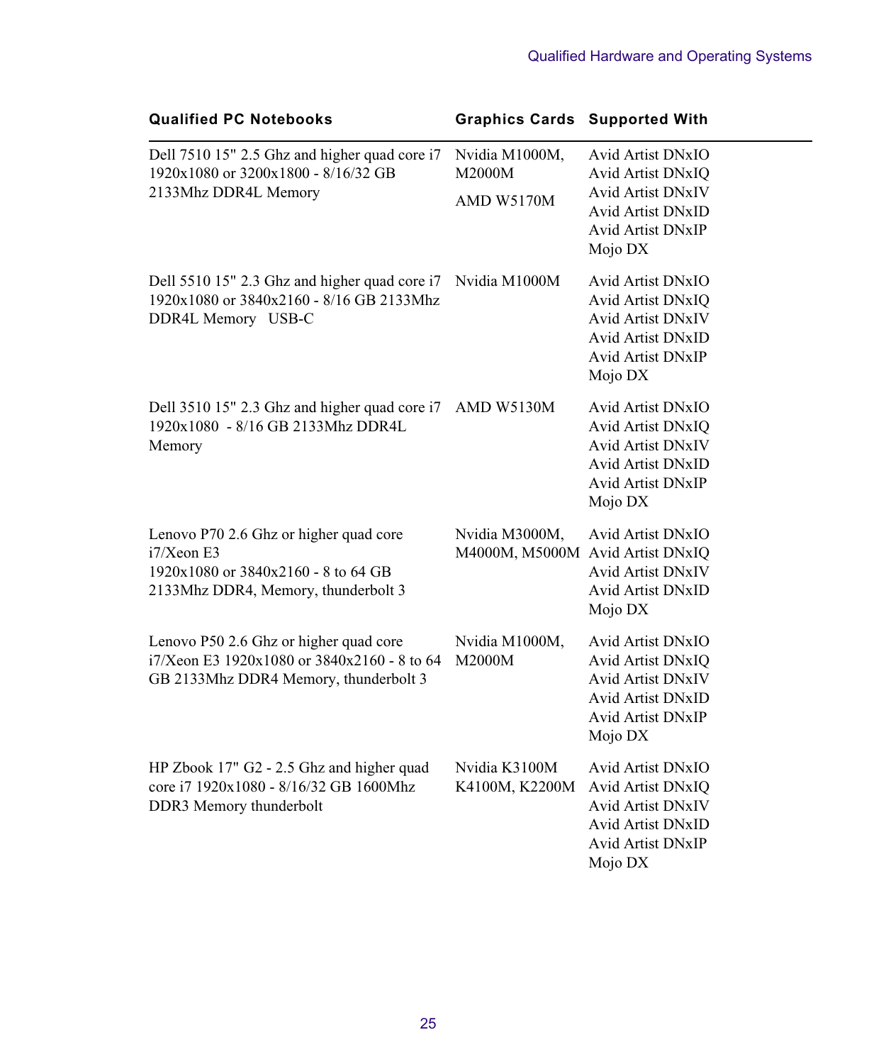| Qualified PC Notebooks | Graphics Cards | Supported With |
|---|---|---|
| Dell 7510 15" 2.5 Ghz and higher quad core i7 1920x1080 or 3200x1800 - 8/16/32 GB 2133Mhz DDR4L Memory | Nvidia M1000M, M2000M<br>AMD W5170M | Avid Artist DNxIO<br>Avid Artist DNxIQ<br>Avid Artist DNxIV<br>Avid Artist DNxID<br>Avid Artist DNxIP<br>Mojo DX |
| Dell 5510 15" 2.3 Ghz and higher quad core i7 1920x1080 or 3840x2160 - 8/16 GB 2133Mhz DDR4L Memory USB-C | Nvidia M1000M | Avid Artist DNxIO<br>Avid Artist DNxIQ<br>Avid Artist DNxIV<br>Avid Artist DNxID<br>Avid Artist DNxIP<br>Mojo DX |
| Dell 3510 15" 2.3 Ghz and higher quad core i7 1920x1080 - 8/16 GB 2133Mhz DDR4L Memory | AMD W5130M | Avid Artist DNxIO<br>Avid Artist DNxIQ<br>Avid Artist DNxIV<br>Avid Artist DNxID<br>Avid Artist DNxIP<br>Mojo DX |
| Lenovo P70 2.6 Ghz or higher quad core i7/Xeon E3<br>1920x1080 or 3840x2160 - 8 to 64 GB 2133Mhz DDR4, Memory, thunderbolt 3 | Nvidia M3000M, M4000M, M5000M | Avid Artist DNxIO<br>Avid Artist DNxIQ<br>Avid Artist DNxIV<br>Avid Artist DNxID<br>Mojo DX |
| Lenovo P50 2.6 Ghz or higher quad core i7/Xeon E3 1920x1080 or 3840x2160 - 8 to 64 GB 2133Mhz DDR4 Memory, thunderbolt 3 | Nvidia M1000M, M2000M | Avid Artist DNxIO<br>Avid Artist DNxIQ<br>Avid Artist DNxIV<br>Avid Artist DNxID<br>Avid Artist DNxIP<br>Mojo DX |
| HP Zbook 17" G2 - 2.5 Ghz and higher quad core i7 1920x1080 - 8/16/32 GB 1600Mhz DDR3 Memory thunderbolt | Nvidia K3100M K4100M, K2200M | Avid Artist DNxIO<br>Avid Artist DNxIQ<br>Avid Artist DNxIV<br>Avid Artist DNxID<br>Avid Artist DNxIP<br>Mojo DX |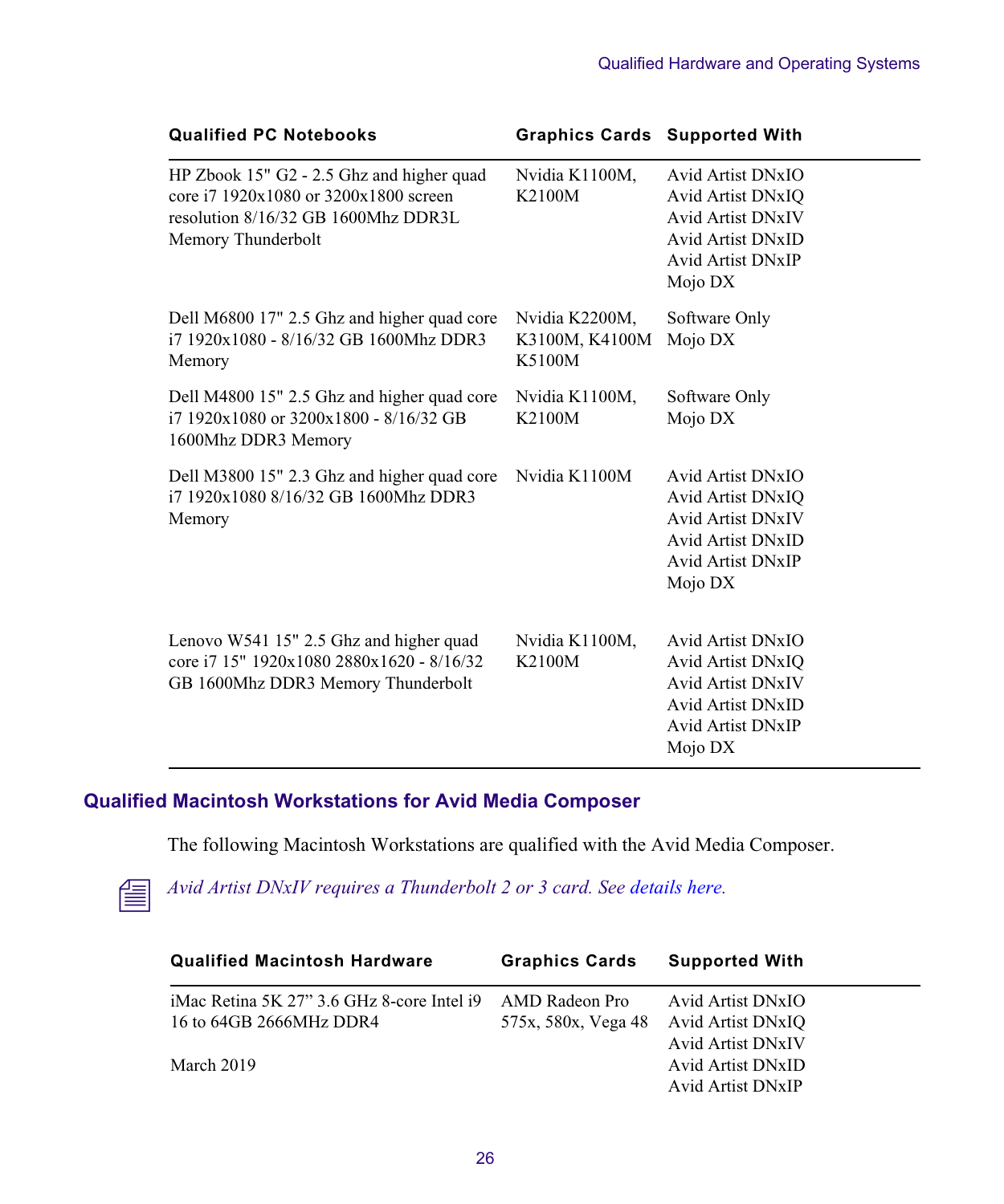| Qualified PC Notebooks | Graphics Cards | Supported With |
|---|---|---|
| HP Zbook 15" G2 - 2.5 Ghz and higher quad core i7 1920x1080 or 3200x1800 screen resolution 8/16/32 GB 1600Mhz DDR3L Memory Thunderbolt | Nvidia K1100M, K2100M | Avid Artist DNxIO<br>Avid Artist DNxIQ<br>Avid Artist DNxIV<br>Avid Artist DNxID<br>Avid Artist DNxIP<br>Mojo DX |
| Dell M6800 17" 2.5 Ghz and higher quad core i7 1920x1080 - 8/16/32 GB 1600Mhz DDR3 Memory | Nvidia K2200M, K3100M, K4100M K5100M | Software Only<br>Mojo DX |
| Dell M4800 15" 2.5 Ghz and higher quad core i7 1920x1080 or 3200x1800 - 8/16/32 GB 1600Mhz DDR3 Memory | Nvidia K1100M, K2100M | Software Only<br>Mojo DX |
| Dell M3800 15" 2.3 Ghz and higher quad core i7 1920x1080 8/16/32 GB 1600Mhz DDR3 Memory | Nvidia K1100M | Avid Artist DNxIO<br>Avid Artist DNxIQ<br>Avid Artist DNxIV<br>Avid Artist DNxID<br>Avid Artist DNxIP<br>Mojo DX |
| Lenovo W541 15" 2.5 Ghz and higher quad core i7 15" 1920x1080 2880x1620 - 8/16/32 GB 1600Mhz DDR3 Memory Thunderbolt | Nvidia K1100M, K2100M | Avid Artist DNxIO<br>Avid Artist DNxIQ<br>Avid Artist DNxIV<br>Avid Artist DNxID<br>Avid Artist DNxIP<br>Mojo DX |

## Qualified Macintosh Workstations for Avid Media Composer

The following Macintosh Workstations are qualified with the Avid Media Composer.

*Avid Artist DNxIV requires a Thunderbolt 2 or 3 card. See details here.*

| Qualified Macintosh Hardware | Graphics Cards | Supported With |
|---|---|---|
| iMac Retina 5K 27” 3.6 GHz 8-core Intel i9 16 to 64GB 2666MHz DDR4<br><br>March 2019 | AMD Radeon Pro 575x, 580x, Vega 48 | Avid Artist DNxIO<br>Avid Artist DNxIQ<br>Avid Artist DNxIV<br>Avid Artist DNxID<br>Avid Artist DNxIP |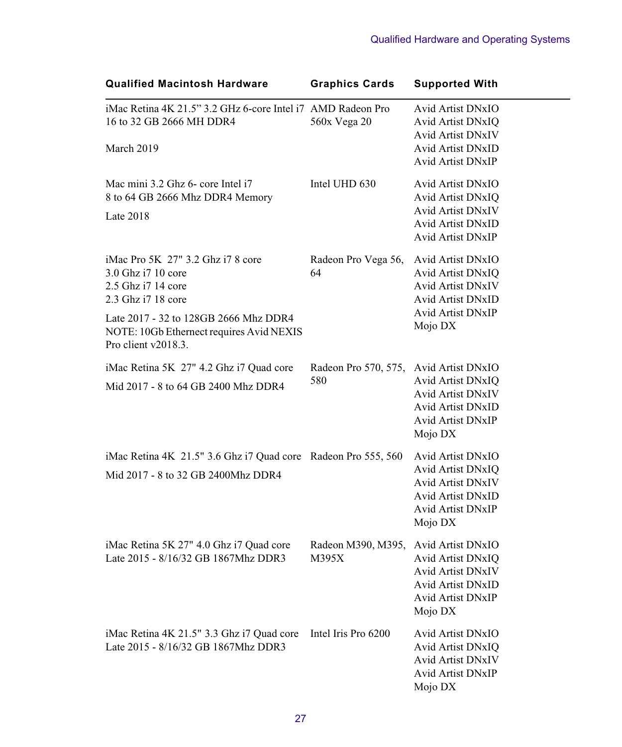| Qualified Macintosh Hardware | Graphics Cards | Supported With |
|---|---|---|
| iMac Retina 4K 21.5” 3.2 GHz 6-core Intel i7 16 to 32 GB 2666 MH DDR4<br><br>March 2019 | AMD Radeon Pro 560x Vega 20 | Avid Artist DNxIO<br>Avid Artist DNxIQ<br>Avid Artist DNxIV<br>Avid Artist DNxID<br>Avid Artist DNxIP |
| Mac mini 3.2 Ghz 6- core Intel i7<br>8 to 64 GB 2666 Mhz DDR4 Memory<br>Late 2018 | Intel UHD 630 | Avid Artist DNxIO<br>Avid Artist DNxIQ<br>Avid Artist DNxIV<br>Avid Artist DNxID<br>Avid Artist DNxIP |
| iMac Pro 5K 27" 3.2 Ghz i7 8 core<br>3.0 Ghz i7 10 core<br>2.5 Ghz i7 14 core<br>2.3 Ghz i7 18 core<br>Late 2017 - 32 to 128GB 2666 Mhz DDR4<br>NOTE: 10Gb Ethernet requires Avid NEXIS Pro client v2018.3. | Radeon Pro Vega 56, 64 | Avid Artist DNxIO<br>Avid Artist DNxIQ<br>Avid Artist DNxIV<br>Avid Artist DNxID<br>Avid Artist DNxIP<br>Mojo DX |
| iMac Retina 5K 27" 4.2 Ghz i7 Quad core<br>Mid 2017 - 8 to 64 GB 2400 Mhz DDR4 | Radeon Pro 570, 575, 580 | Avid Artist DNxIO<br>Avid Artist DNxIQ<br>Avid Artist DNxIV<br>Avid Artist DNxID<br>Avid Artist DNxIP<br>Mojo DX |
| iMac Retina 4K 21.5" 3.6 Ghz i7 Quad core<br>Mid 2017 - 8 to 32 GB 2400Mhz DDR4 | Radeon Pro 555, 560 | Avid Artist DNxIO<br>Avid Artist DNxIQ<br>Avid Artist DNxIV<br>Avid Artist DNxID<br>Avid Artist DNxIP<br>Mojo DX |
| iMac Retina 5K 27" 4.0 Ghz i7 Quad core<br>Late 2015 - 8/16/32 GB 1867Mhz DDR3 | Radeon M390, M395, M395X | Avid Artist DNxIO<br>Avid Artist DNxIQ<br>Avid Artist DNxIV<br>Avid Artist DNxID<br>Avid Artist DNxIP<br>Mojo DX |
| iMac Retina 4K 21.5" 3.3 Ghz i7 Quad core<br>Late 2015 - 8/16/32 GB 1867Mhz DDR3 | Intel Iris Pro 6200 | Avid Artist DNxIO<br>Avid Artist DNxIQ<br>Avid Artist DNxIV<br>Avid Artist DNxIP<br>Mojo DX |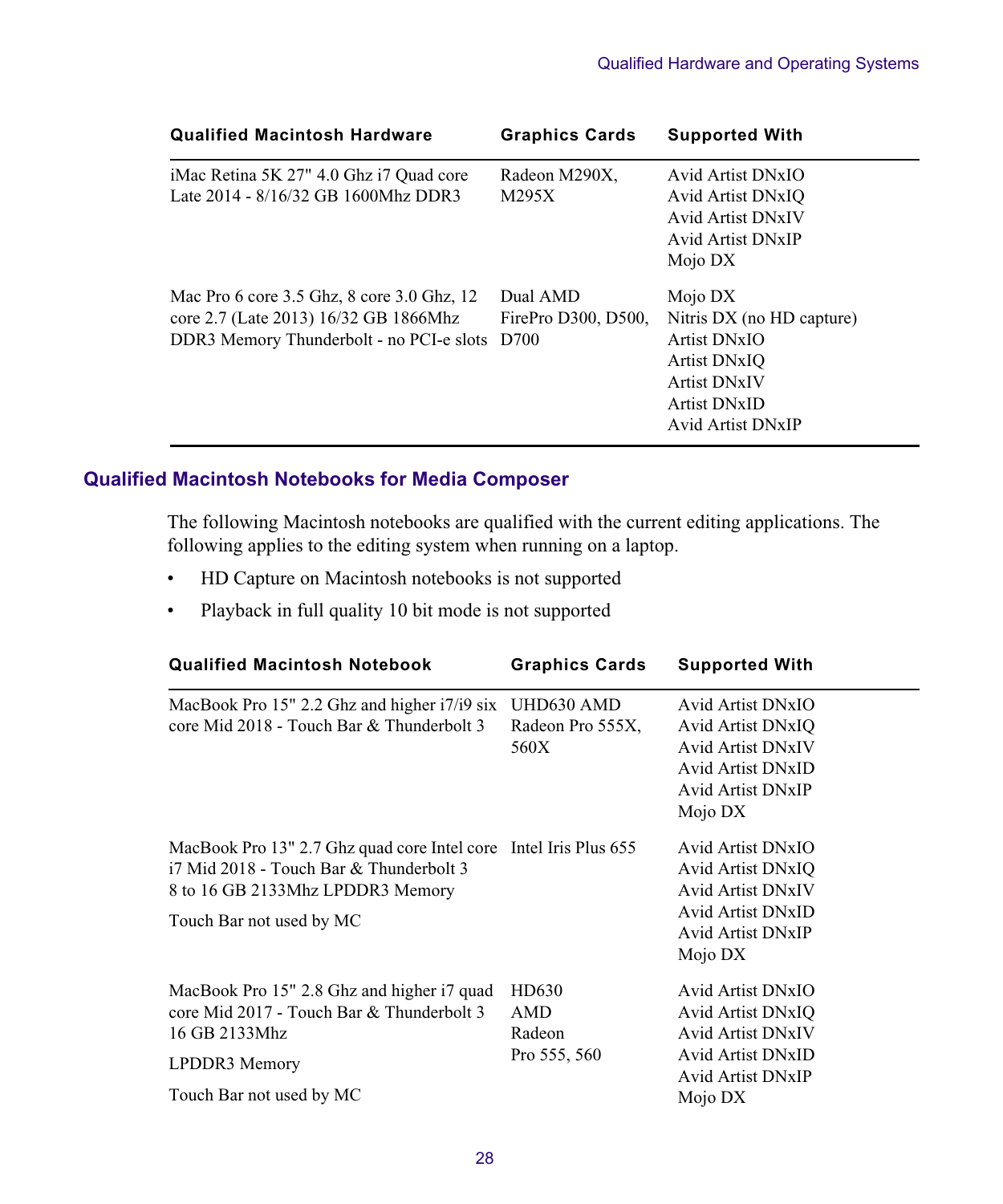| Qualified Macintosh Hardware | Graphics Cards | Supported With |
|---|---|---|
| iMac Retina 5K 27" 4.0 Ghz i7 Quad core Late 2014 - 8/16/32 GB 1600Mhz DDR3 | Radeon M290X, M295X | Avid Artist DNxIO<br>Avid Artist DNxIQ<br>Avid Artist DNxIV<br>Avid Artist DNxIP<br>Mojo DX |
| Mac Pro 6 core 3.5 Ghz, 8 core 3.0 Ghz, 12 core 2.7 (Late 2013) 16/32 GB 1866Mhz DDR3 Memory Thunderbolt - no PCI-e slots | Dual AMD FirePro D300, D500, D700 | Mojo DX<br>Nitris DX (no HD capture)<br>Artist DNxIO<br>Artist DNxIQ<br>Artist DNxIV<br>Artist DNxID<br>Avid Artist DNxIP |

## Qualified Macintosh Notebooks for Media Composer

The following Macintosh notebooks are qualified with the current editing applications. The following applies to the editing system when running on a laptop.

- HD Capture on Macintosh notebooks is not supported
- Playback in full quality 10 bit mode is not supported

| Qualified Macintosh Notebook | Graphics Cards | Supported With |
|---|---|---|
| MacBook Pro 15" 2.2 Ghz and higher i7/i9 six core Mid 2018 - Touch Bar & Thunderbolt 3 | UHD630 AMD Radeon Pro 555X, 560X | Avid Artist DNxIO<br>Avid Artist DNxIQ<br>Avid Artist DNxIV<br>Avid Artist DNxID<br>Avid Artist DNxIP<br>Mojo DX |
| MacBook Pro 13" 2.7 Ghz quad core Intel core i7 Mid 2018 - Touch Bar & Thunderbolt 3<br>8 to 16 GB 2133Mhz LPDDR3 Memory<br>Touch Bar not used by MC | Intel Iris Plus 655 | Avid Artist DNxIO<br>Avid Artist DNxIQ<br>Avid Artist DNxIV<br>Avid Artist DNxID<br>Avid Artist DNxIP<br>Mojo DX |
| MacBook Pro 15" 2.8 Ghz and higher i7 quad core Mid 2017 - Touch Bar & Thunderbolt 3<br>16 GB 2133Mhz<br>LPDDR3 Memory<br>Touch Bar not used by MC | HD630<br>AMD<br>Radeon<br>Pro 555, 560 | Avid Artist DNxIO<br>Avid Artist DNxIQ<br>Avid Artist DNxIV<br>Avid Artist DNxID<br>Avid Artist DNxIP<br>Mojo DX |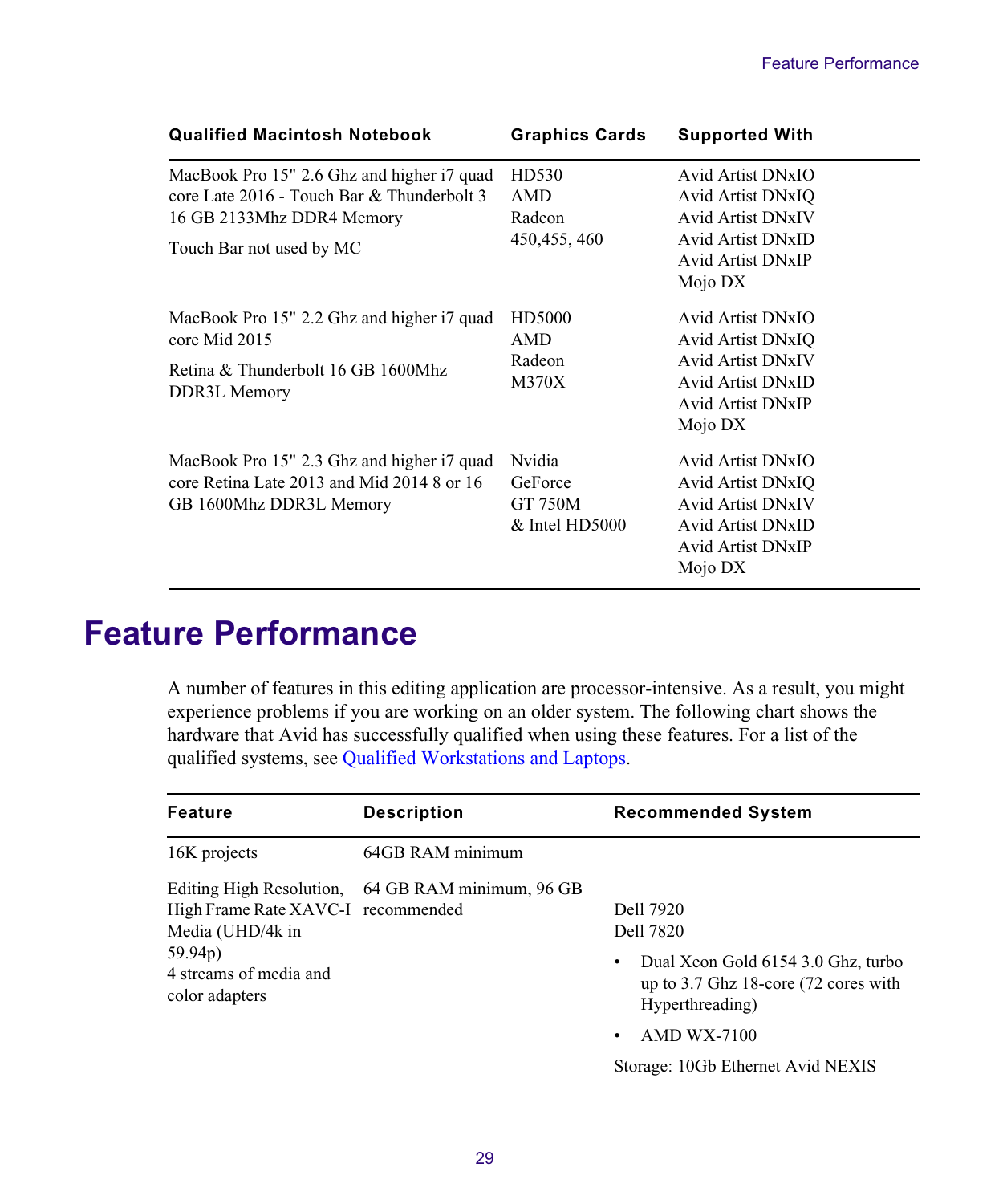| Qualified Macintosh Notebook | Graphics Cards | Supported With |
|---|---|---|
| MacBook Pro 15" 2.6 Ghz and higher i7 quad core Late 2016 - Touch Bar & Thunderbolt 3 16 GB 2133Mhz DDR4 Memory<br>Touch Bar not used by MC | HD530<br>AMD Radeon 450,455, 460 | Avid Artist DNxIO<br>Avid Artist DNxIQ<br>Avid Artist DNxIV<br>Avid Artist DNxID<br>Avid Artist DNxIP<br>Mojo DX |
| MacBook Pro 15" 2.2 Ghz and higher i7 quad core Mid 2015<br>Retina & Thunderbolt 16 GB 1600Mhz DDR3L Memory | HD5000<br>AMD Radeon M370X | Avid Artist DNxIO<br>Avid Artist DNxIQ<br>Avid Artist DNxIV<br>Avid Artist DNxID<br>Avid Artist DNxIP<br>Mojo DX |
| MacBook Pro 15" 2.3 Ghz and higher i7 quad core Retina Late 2013 and Mid 2014 8 or 16 GB 1600Mhz DDR3L Memory | Nvidia GeForce GT 750M<br>& Intel HD5000 | Avid Artist DNxIO<br>Avid Artist DNxIQ<br>Avid Artist DNxIV<br>Avid Artist DNxID<br>Avid Artist DNxIP<br>Mojo DX |

# Feature Performance

A number of features in this editing application are processor-intensive. As a result, you might experience problems if you are working on an older system. The following chart shows the hardware that Avid has successfully qualified when using these features. For a list of the qualified systems, see Qualified Workstations and Laptops.

| Feature | Description | Recommended System |
|---|---|---|
| 16K projects | 64GB RAM minimum | |
| Editing High Resolution, High Frame Rate XAVC-I Media (UHD/4k in 59.94p)<br>4 streams of media and color adapters | 64 GB RAM minimum, 96 GB recommended | Dell 7920<br>Dell 7820<br>• Dual Xeon Gold 6154 3.0 Ghz, turbo up to 3.7 Ghz 18-core (72 cores with Hyperthreading)<br>• AMD WX-7100<br>Storage: 10Gb Ethernet Avid NEXIS |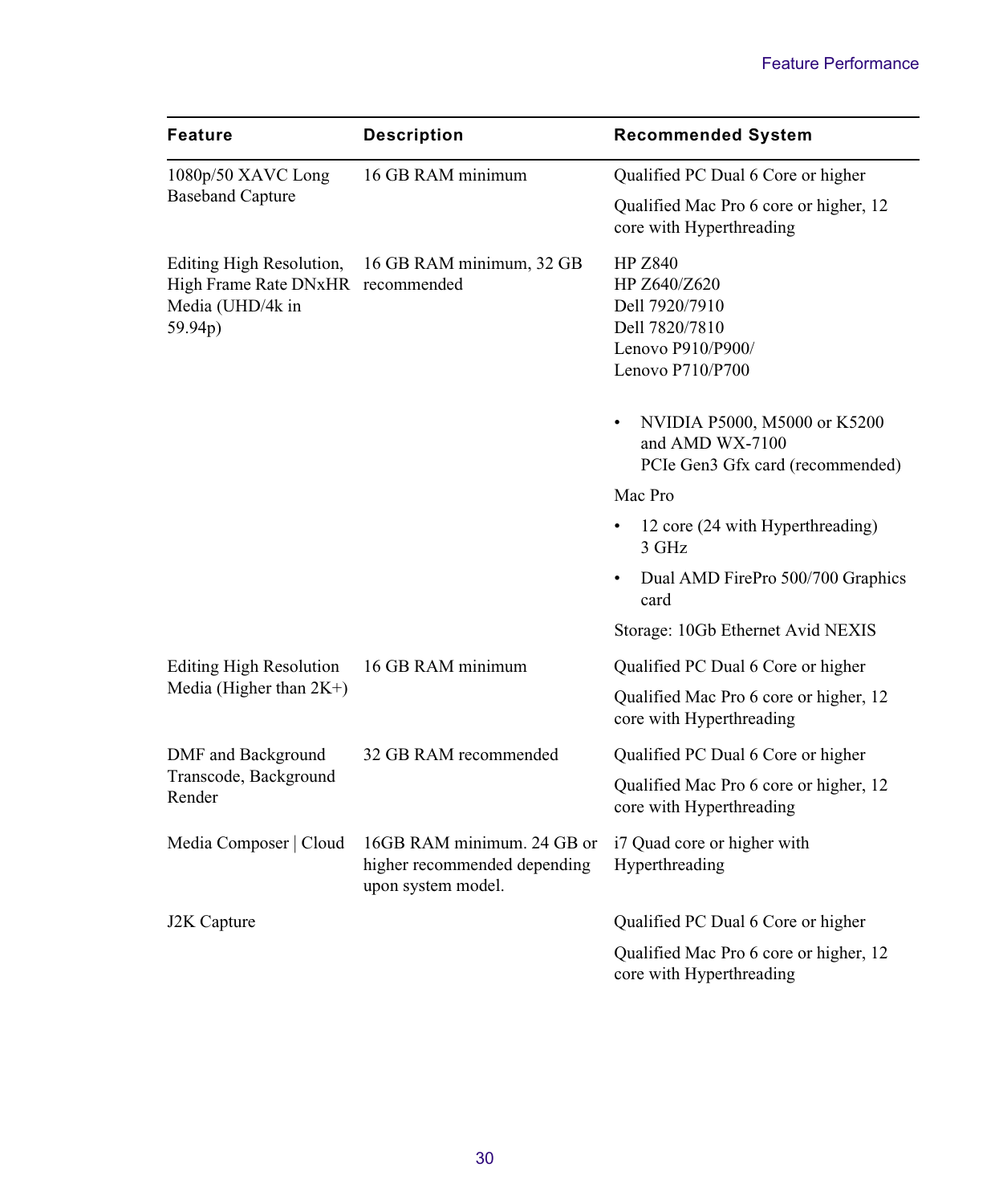| Feature | Description | Recommended System |
|---|---|---|
| 1080p/50 XAVC Long Baseband Capture | 16 GB RAM minimum | Qualified PC Dual 6 Core or higher<br><br>Qualified Mac Pro 6 core or higher, 12 core with Hyperthreading |
| Editing High Resolution, High Frame Rate DNxHR Media (UHD/4k in 59.94p) | 16 GB RAM minimum, 32 GB recommended | HP Z840<br>HP Z640/Z620<br>Dell 7920/7910<br>Dell 7820/7810<br>Lenovo P910/P900/<br>Lenovo P710/P700<br><br>• NVIDIA P5000, M5000 or K5200 and AMD WX-7100 PCIe Gen3 Gfx card (recommended)<br><br>Mac Pro<br><br>• 12 core (24 with Hyperthreading) 3 GHz<br><br>• Dual AMD FirePro 500/700 Graphics card<br><br>Storage: 10Gb Ethernet Avid NEXIS |
| Editing High Resolution Media (Higher than 2K+) | 16 GB RAM minimum | Qualified PC Dual 6 Core or higher<br><br>Qualified Mac Pro 6 core or higher, 12 core with Hyperthreading |
| DMF and Background Transcode, Background Render | 32 GB RAM recommended | Qualified PC Dual 6 Core or higher<br><br>Qualified Mac Pro 6 core or higher, 12 core with Hyperthreading |
| Media Composer \| Cloud | 16GB RAM minimum. 24 GB or higher recommended depending upon system model. | i7 Quad core or higher with Hyperthreading |
| J2K Capture | | Qualified PC Dual 6 Core or higher<br><br>Qualified Mac Pro 6 core or higher, 12 core with Hyperthreading |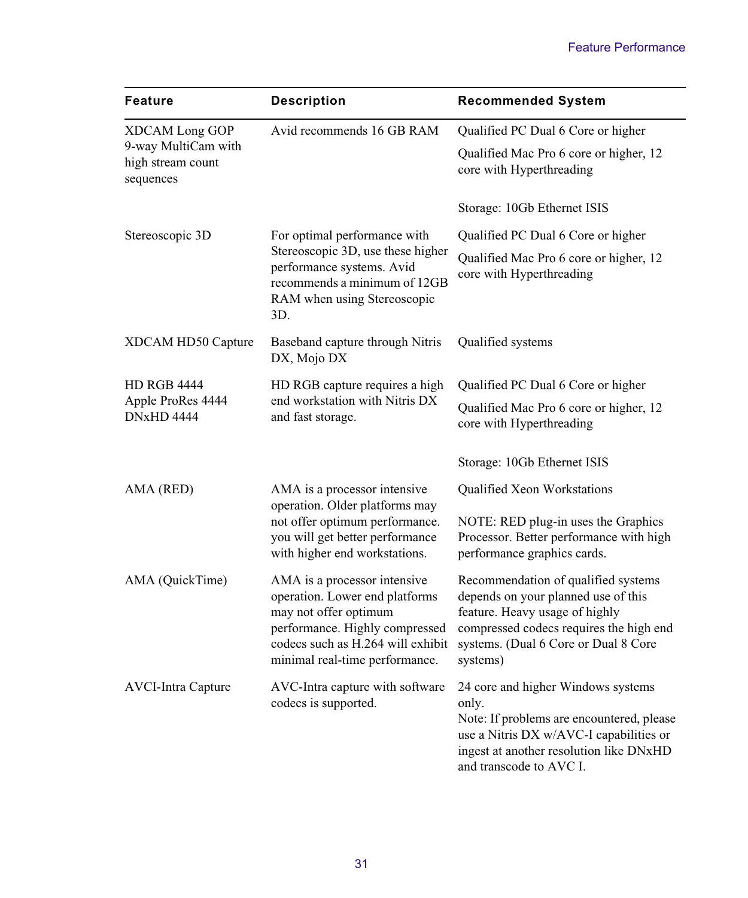| Feature | Description | Recommended System |
|---|---|---|
| XDCAM Long GOP 9-way MultiCam with high stream count sequences | Avid recommends 16 GB RAM | Qualified PC Dual 6 Core or higher<br><br>Qualified Mac Pro 6 core or higher, 12 core with Hyperthreading<br><br>Storage: 10Gb Ethernet ISIS |
| Stereoscopic 3D | For optimal performance with Stereoscopic 3D, use these higher performance systems. Avid recommends a minimum of 12GB RAM when using Stereoscopic 3D. | Qualified PC Dual 6 Core or higher<br><br>Qualified Mac Pro 6 core or higher, 12 core with Hyperthreading |
| XDCAM HD50 Capture | Baseband capture through Nitris DX, Mojo DX | Qualified systems |
| HD RGB 4444<br>Apple ProRes 4444<br>DNxHD 4444 | HD RGB capture requires a high end workstation with Nitris DX and fast storage. | Qualified PC Dual 6 Core or higher<br><br>Qualified Mac Pro 6 core or higher, 12 core with Hyperthreading<br><br>Storage: 10Gb Ethernet ISIS |
| AMA (RED) | AMA is a processor intensive operation. Older platforms may not offer optimum performance. you will get better performance with higher end workstations. | Qualified Xeon Workstations<br><br>NOTE: RED plug-in uses the Graphics Processor. Better performance with high performance graphics cards. |
| AMA (QuickTime) | AMA is a processor intensive operation. Lower end platforms may not offer optimum performance. Highly compressed codecs such as H.264 will exhibit minimal real-time performance. | Recommendation of qualified systems depends on your planned use of this feature. Heavy usage of highly compressed codecs requires the high end systems. (Dual 6 Core or Dual 8 Core systems) |
| AVCI-Intra Capture | AVC-Intra capture with software codecs is supported. | 24 core and higher Windows systems only.<br>Note: If problems are encountered, please use a Nitris DX w/AVC-I capabilities or ingest at another resolution like DNxHD and transcode to AVC I. |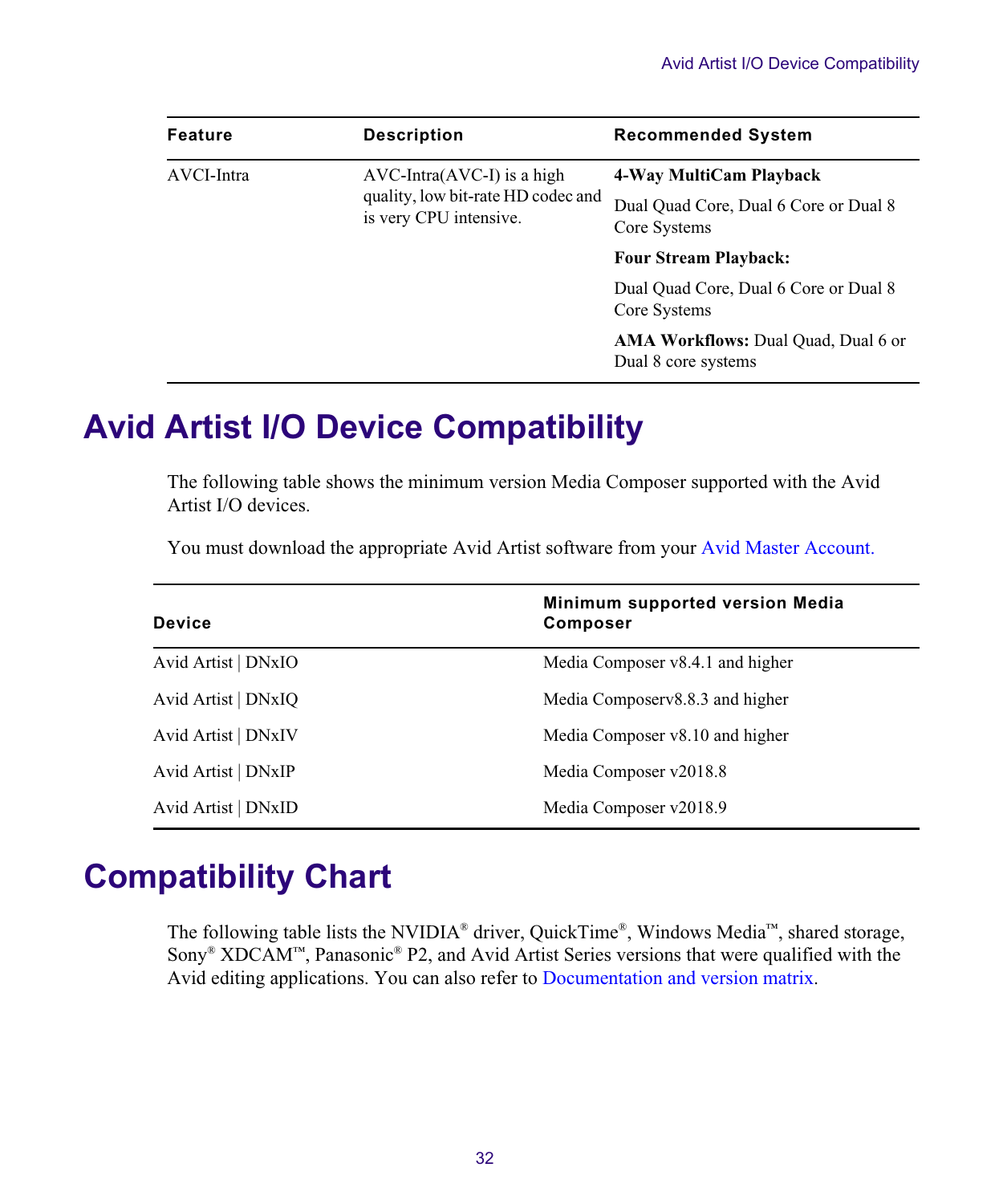| Feature | Description | Recommended System |
|---|---|---|
| AVCI-Intra | AVC-Intra(AVC-I) is a high quality, low bit-rate HD codec and is very CPU intensive. | **4-Way MultiCam Playback**<br>Dual Quad Core, Dual 6 Core or Dual 8 Core Systems<br>**Four Stream Playback:**<br>Dual Quad Core, Dual 6 Core or Dual 8 Core Systems<br>**AMA Workflows:** Dual Quad, Dual 6 or Dual 8 core systems |

# Avid Artist I/O Device Compatibility

The following table shows the minimum version Media Composer supported with the Avid Artist I/O devices.

You must download the appropriate Avid Artist software from your Avid Master Account.

| Device | Minimum supported version Media Composer |
|---|---|
| Avid Artist \| DNxIO | Media Composer v8.4.1 and higher |
| Avid Artist \| DNxIQ | Media Composerv8.8.3 and higher |
| Avid Artist \| DNxIV | Media Composer v8.10 and higher |
| Avid Artist \| DNxIP | Media Composer v2018.8 |
| Avid Artist \| DNxID | Media Composer v2018.9 |

# Compatibility Chart

The following table lists the NVIDIA® driver, QuickTime®, Windows Media™, shared storage, Sony® XDCAM™, Panasonic® P2, and Avid Artist Series versions that were qualified with the Avid editing applications. You can also refer to Documentation and version matrix.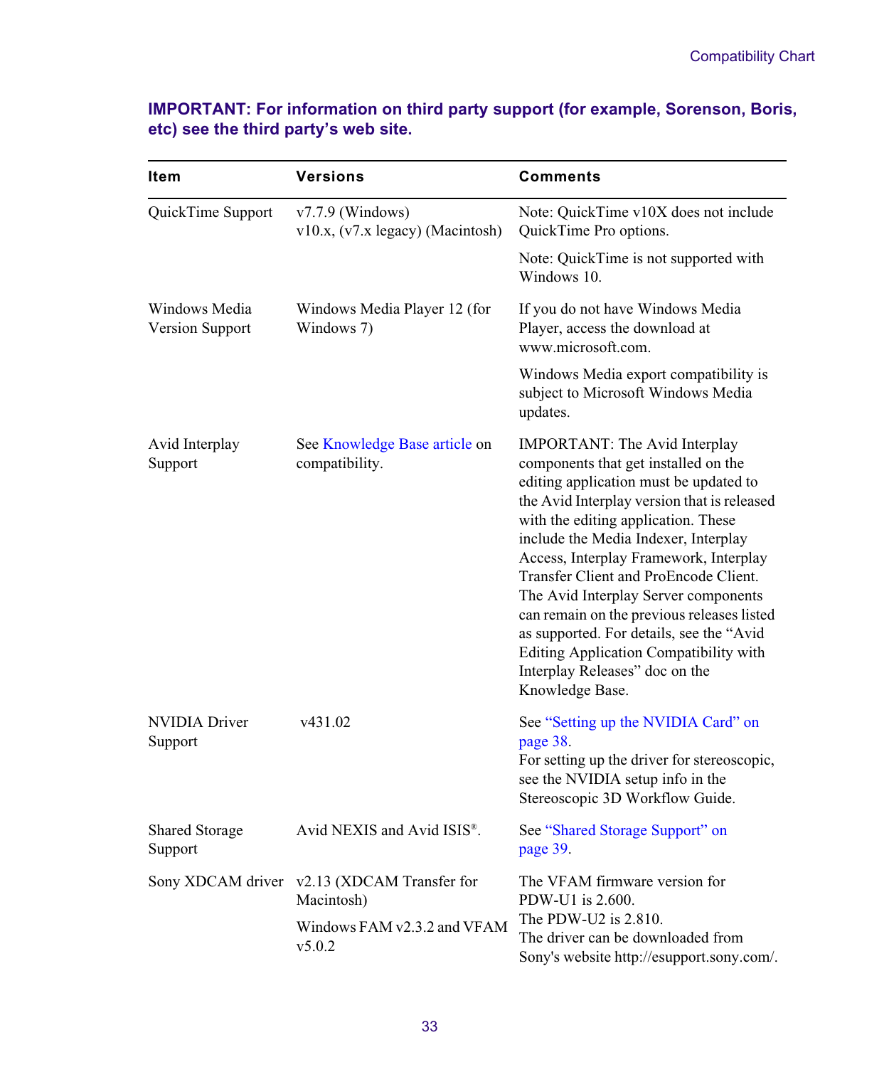**IMPORTANT: For information on third party support (for example, Sorenson, Boris, etc) see the third party's web site.**

| Item | Versions | Comments |
|---|---|---|
| QuickTime Support | v7.7.9 (Windows)<br>v10.x, (v7.x legacy) (Macintosh) | Note: QuickTime v10X does not include QuickTime Pro options.<br><br>Note: QuickTime is not supported with Windows 10. |
| Windows Media Version Support | Windows Media Player 12 (for Windows 7) | If you do not have Windows Media Player, access the download at www.microsoft.com.<br><br>Windows Media export compatibility is subject to Microsoft Windows Media updates. |
| Avid Interplay Support | See Knowledge Base article on compatibility. | IMPORTANT: The Avid Interplay components that get installed on the editing application must be updated to the Avid Interplay version that is released with the editing application. These include the Media Indexer, Interplay Access, Interplay Framework, Interplay Transfer Client and ProEncode Client. The Avid Interplay Server components can remain on the previous releases listed as supported. For details, see the "Avid Editing Application Compatibility with Interplay Releases" doc on the Knowledge Base. |
| NVIDIA Driver Support | v431.02 | See "Setting up the NVIDIA Card" on page 38.<br>For setting up the driver for stereoscopic, see the NVIDIA setup info in the Stereoscopic 3D Workflow Guide. |
| Shared Storage Support | Avid NEXIS and Avid ISIS®. | See "Shared Storage Support" on page 39. |
| Sony XDCAM driver | v2.13 (XDCAM Transfer for Macintosh)<br><br>Windows FAM v2.3.2 and VFAM v5.0.2 | The VFAM firmware version for PDW-U1 is 2.600.<br>The PDW-U2 is 2.810.<br>The driver can be downloaded from Sony's website http://esupport.sony.com/. |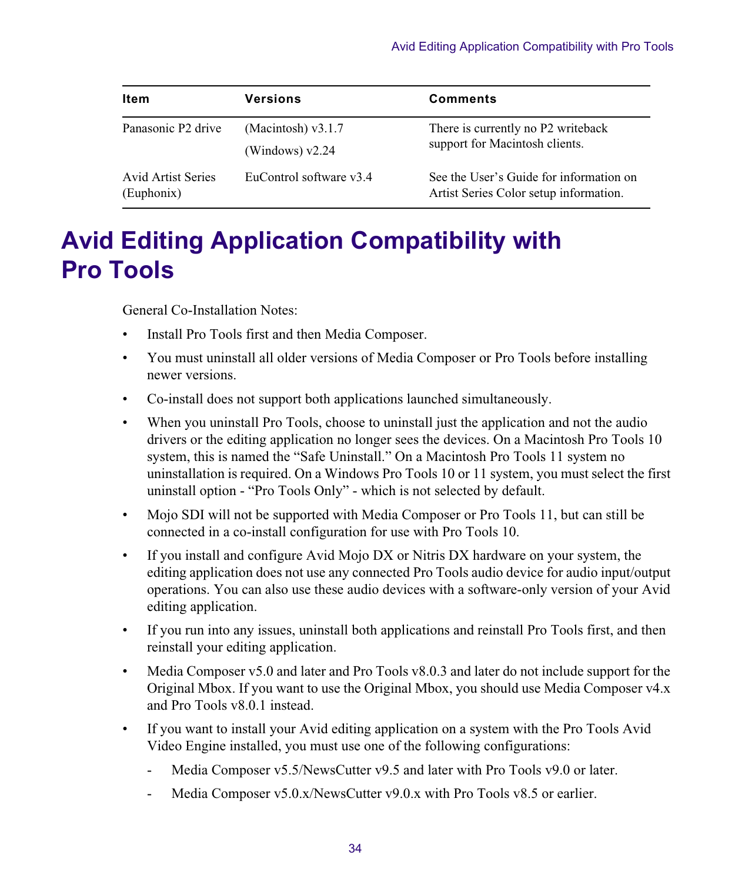| Item | Versions | Comments |
| --- | --- | --- |
| Panasonic P2 drive | (Macintosh) v3.1.7<br>(Windows) v2.24 | There is currently no P2 writeback support for Macintosh clients. |
| Avid Artist Series (Euphonix) | EuControl software v3.4 | See the User's Guide for information on Artist Series Color setup information. |

# Avid Editing Application Compatibility with Pro Tools

General Co-Installation Notes:

- Install Pro Tools first and then Media Composer.
- You must uninstall all older versions of Media Composer or Pro Tools before installing newer versions.
- Co-install does not support both applications launched simultaneously.
- When you uninstall Pro Tools, choose to uninstall just the application and not the audio drivers or the editing application no longer sees the devices. On a Macintosh Pro Tools 10 system, this is named the "Safe Uninstall." On a Macintosh Pro Tools 11 system no uninstallation is required. On a Windows Pro Tools 10 or 11 system, you must select the first uninstall option - "Pro Tools Only" - which is not selected by default.
- Mojo SDI will not be supported with Media Composer or Pro Tools 11, but can still be connected in a co-install configuration for use with Pro Tools 10.
- If you install and configure Avid Mojo DX or Nitris DX hardware on your system, the editing application does not use any connected Pro Tools audio device for audio input/output operations. You can also use these audio devices with a software-only version of your Avid editing application.
- If you run into any issues, uninstall both applications and reinstall Pro Tools first, and then reinstall your editing application.
- Media Composer v5.0 and later and Pro Tools v8.0.3 and later do not include support for the Original Mbox. If you want to use the Original Mbox, you should use Media Composer v4.x and Pro Tools v8.0.1 instead.
- If you want to install your Avid editing application on a system with the Pro Tools Avid Video Engine installed, you must use one of the following configurations:
  - Media Composer v5.5/NewsCutter v9.5 and later with Pro Tools v9.0 or later.
  - Media Composer v5.0.x/NewsCutter v9.0.x with Pro Tools v8.5 or earlier.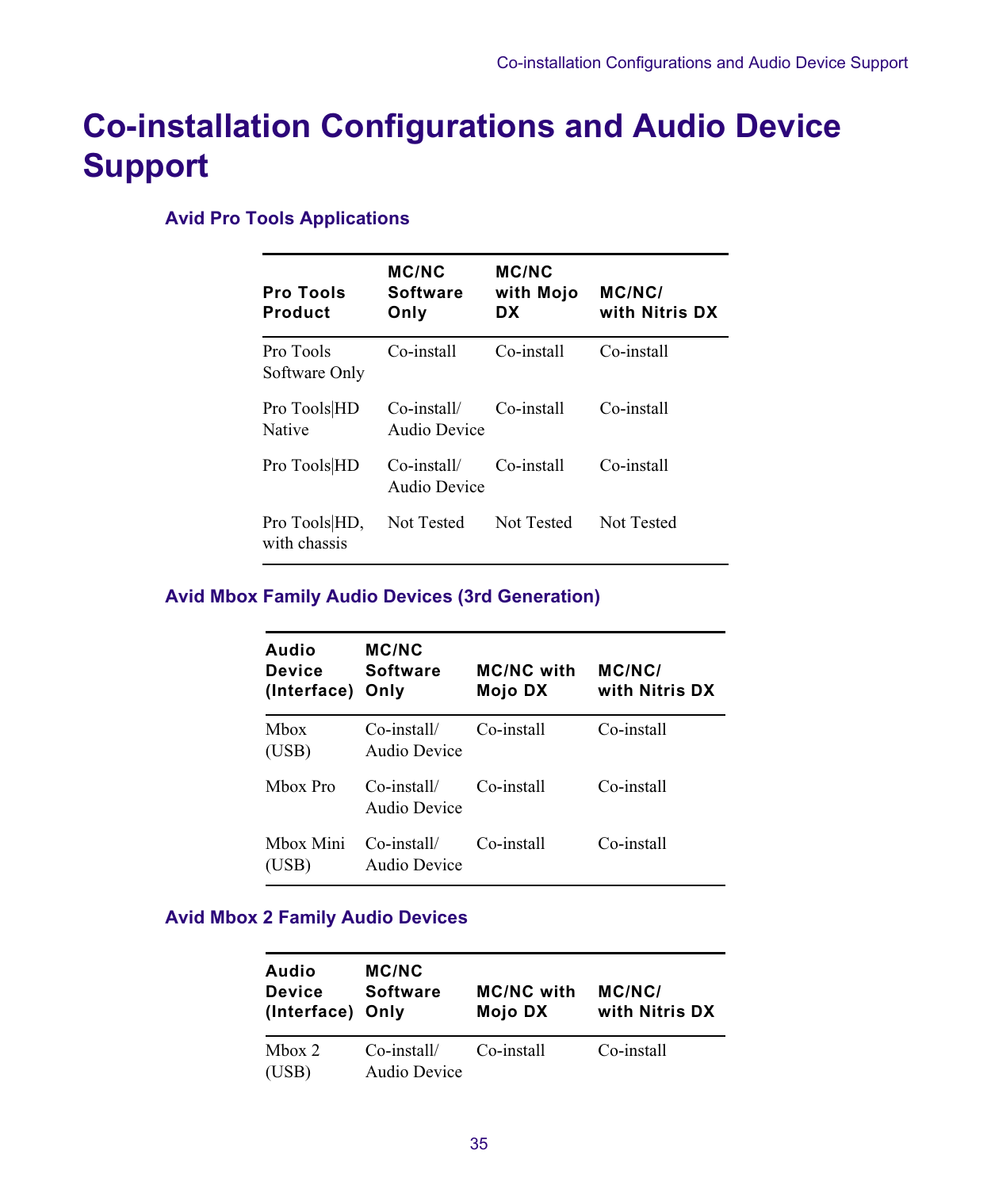# Co-installation Configurations and Audio Device Support

### Avid Pro Tools Applications

| Pro Tools Product | MC/NC Software Only | MC/NC with Mojo DX | MC/NC/ with Nitris DX |
|---|---|---|---|
| Pro Tools Software Only | Co-install | Co-install | Co-install |
| Pro Tools\|HD Native | Co-install/ Audio Device | Co-install | Co-install |
| Pro Tools\|HD | Co-install/ Audio Device | Co-install | Co-install |
| Pro Tools\|HD, with chassis | Not Tested | Not Tested | Not Tested |

### Avid Mbox Family Audio Devices (3rd Generation)

| Audio Device (Interface) | MC/NC Software Only | MC/NC with Mojo DX | MC/NC/ with Nitris DX |
|---|---|---|---|
| Mbox (USB) | Co-install/ Audio Device | Co-install | Co-install |
| Mbox Pro | Co-install/ Audio Device | Co-install | Co-install |
| Mbox Mini (USB) | Co-install/ Audio Device | Co-install | Co-install |

### Avid Mbox 2 Family Audio Devices

| Audio Device (Interface) | MC/NC Software Only | MC/NC with Mojo DX | MC/NC/ with Nitris DX |
|---|---|---|---|
| Mbox 2 (USB) | Co-install/ Audio Device | Co-install | Co-install |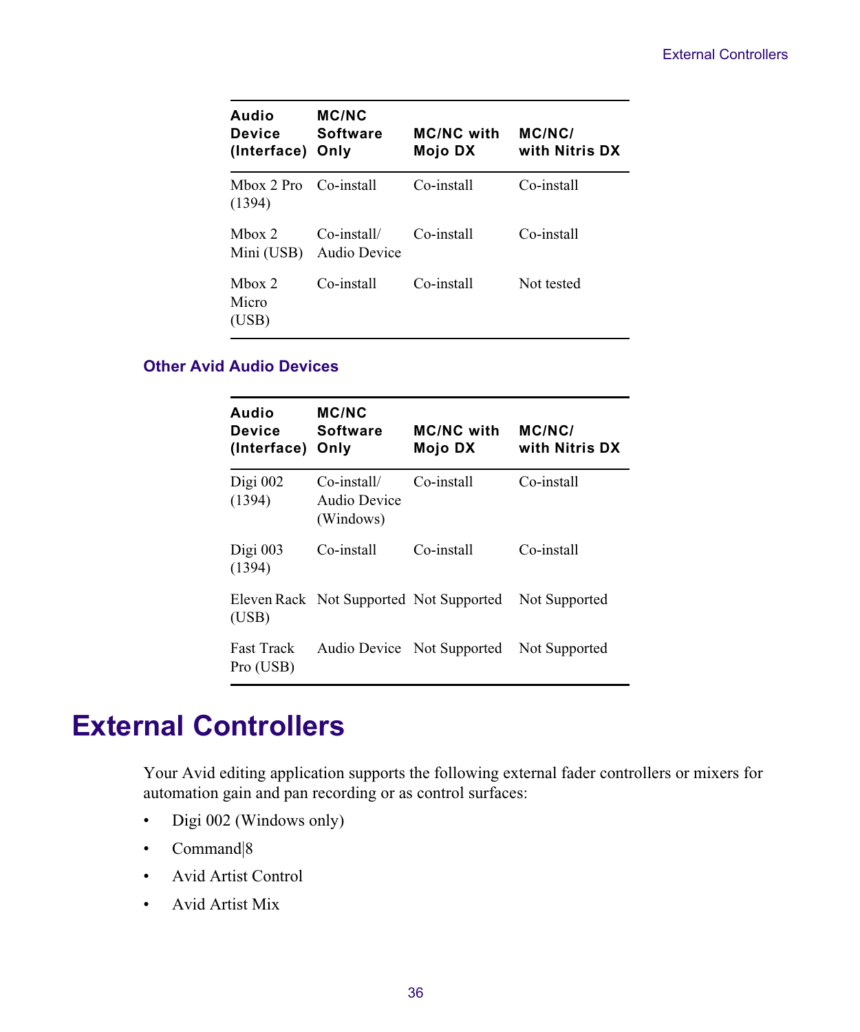| Audio Device (Interface) | MC/NC Software Only | MC/NC with Mojo DX | MC/NC/ with Nitris DX |
|---|---|---|---|
| Mbox 2 Pro (1394) | Co-install | Co-install | Co-install |
| Mbox 2 Mini (USB) | Co-install/ Audio Device | Co-install | Co-install |
| Mbox 2 Micro (USB) | Co-install | Co-install | Not tested |

### Other Avid Audio Devices

| Audio Device (Interface) | MC/NC Software Only | MC/NC with Mojo DX | MC/NC/ with Nitris DX |
|---|---|---|---|
| Digi 002 (1394) | Co-install/ Audio Device (Windows) | Co-install | Co-install |
| Digi 003 (1394) | Co-install | Co-install | Co-install |
| Eleven Rack (USB) | Not Supported | Not Supported | Not Supported |
| Fast Track Pro (USB) | Audio Device | Not Supported | Not Supported |

# External Controllers

Your Avid editing application supports the following external fader controllers or mixers for automation gain and pan recording or as control surfaces:

- Digi 002 (Windows only)
- Command|8
- Avid Artist Control
- Avid Artist Mix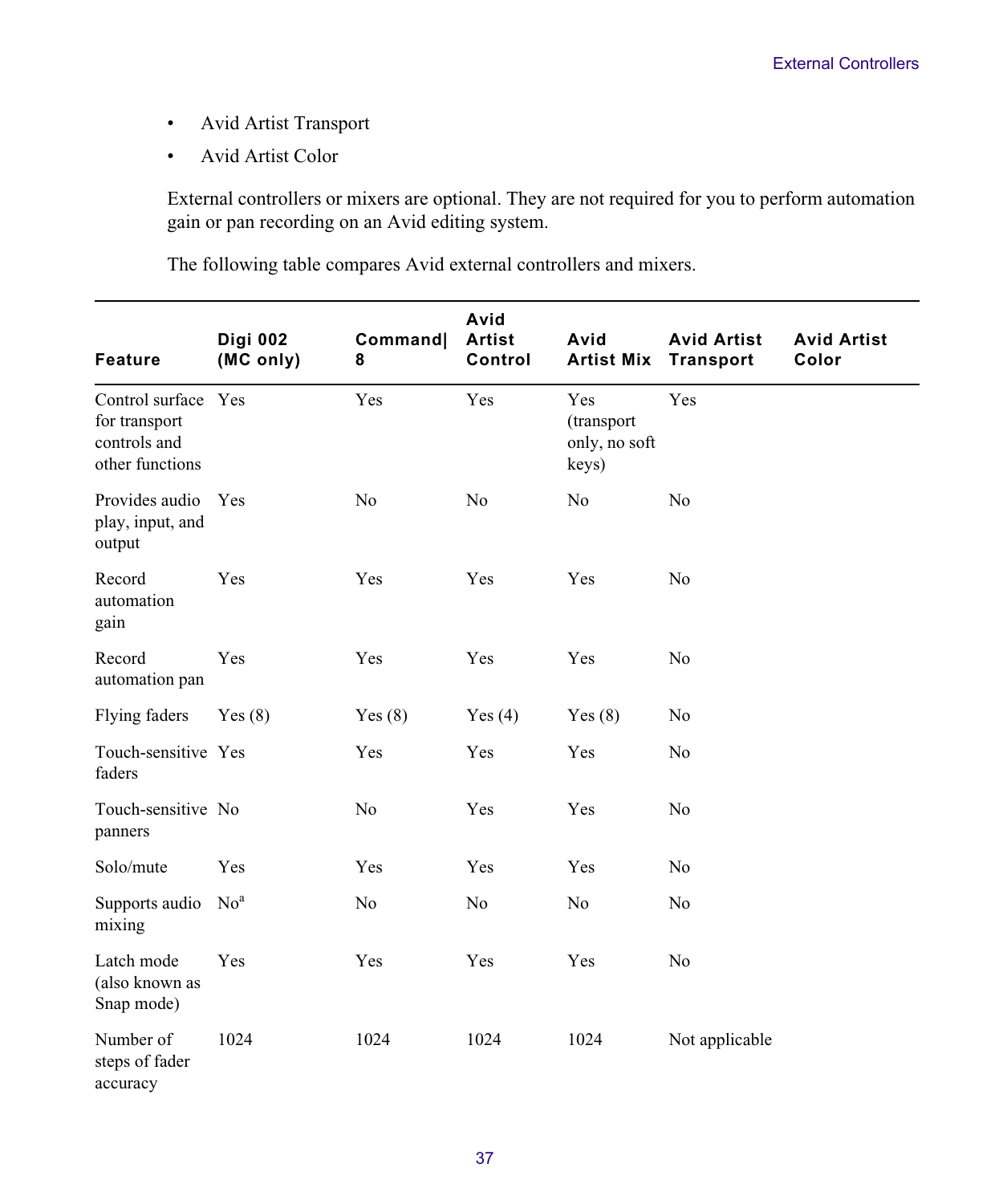- Avid Artist Transport
- Avid Artist Color

External controllers or mixers are optional. They are not required for you to perform automation gain or pan recording on an Avid editing system.

The following table compares Avid external controllers and mixers.

| Feature | Digi 002 (MC only) | Command\|8 | Avid Artist Control | Avid Artist Mix | Avid Artist Transport | Avid Artist Color |
|---|---|---|---|---|---|---|
| Control surface for transport controls and other functions | Yes | Yes | Yes | Yes (transport only, no soft keys) | Yes | |
| Provides audio play, input, and output | Yes | No | No | No | No | |
| Record automation gain | Yes | Yes | Yes | Yes | No | |
| Record automation pan | Yes | Yes | Yes | Yes | No | |
| Flying faders | Yes (8) | Yes (8) | Yes (4) | Yes (8) | No | |
| Touch-sensitive faders | Yes | Yes | Yes | Yes | No | |
| Touch-sensitive panners | No | No | Yes | Yes | No | |
| Solo/mute | Yes | Yes | Yes | Yes | No | |
| Supports audio mixing | No[a] | No | No | No | No | |
| Latch mode (also known as Snap mode) | Yes | Yes | Yes | Yes | No | |
| Number of steps of fader accuracy | 1024 | 1024 | 1024 | 1024 | Not applicable | |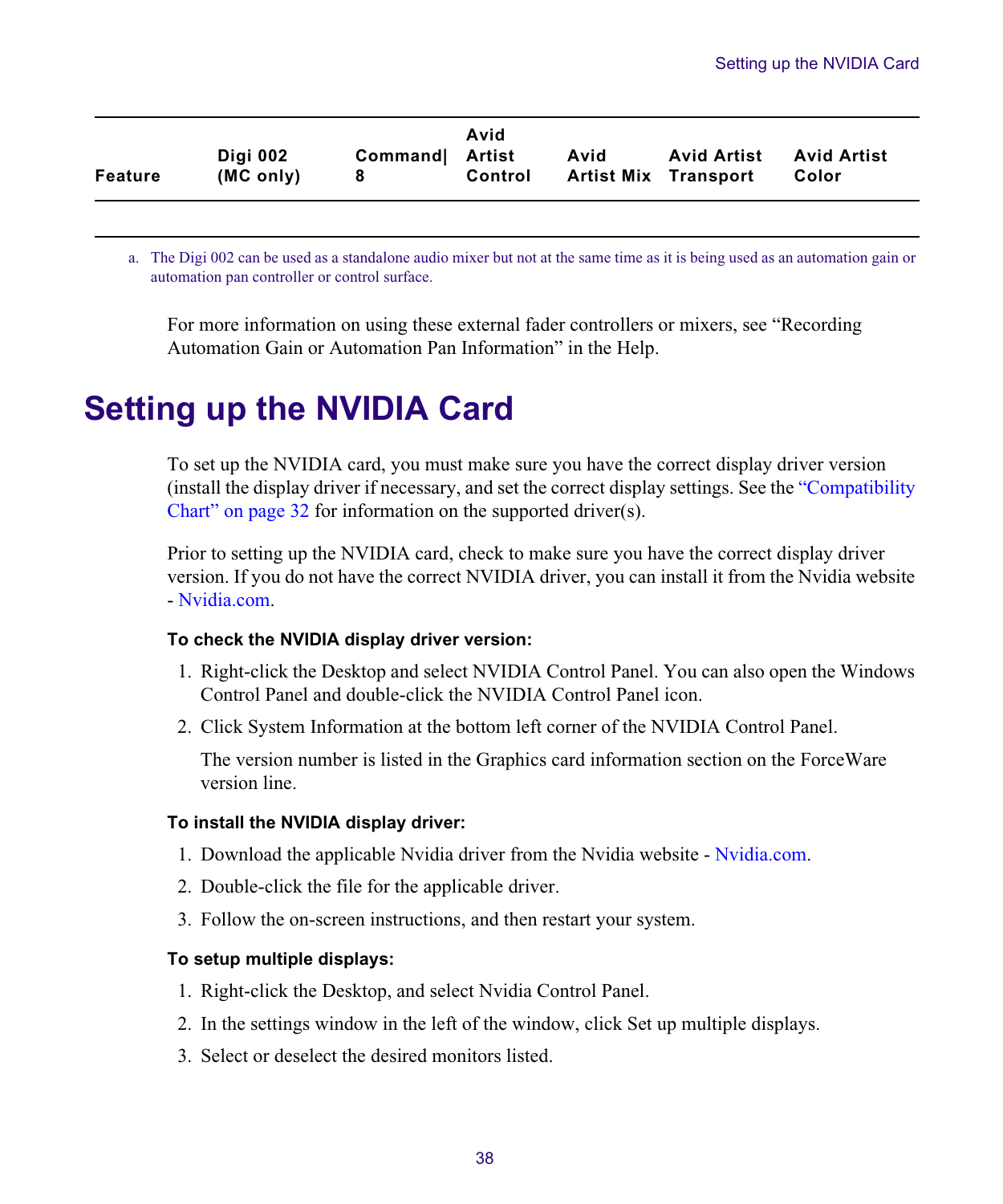| Feature | Digi 002 (MC only) | Command\|8 | Avid Artist Control | Avid Artist Mix | Avid Artist Transport | Avid Artist Color |
|---|---|---|---|---|---|---|

a. The Digi 002 can be used as a standalone audio mixer but not at the same time as it is being used as an automation gain or automation pan controller or control surface.

For more information on using these external fader controllers or mixers, see "Recording Automation Gain or Automation Pan Information" in the Help.

# Setting up the NVIDIA Card

To set up the NVIDIA card, you must make sure you have the correct display driver version (install the display driver if necessary, and set the correct display settings. See the "Compatibility Chart" on page 32 for information on the supported driver(s).

Prior to setting up the NVIDIA card, check to make sure you have the correct display driver version. If you do not have the correct NVIDIA driver, you can install it from the Nvidia website - Nvidia.com.

**To check the NVIDIA display driver version:**

1. Right-click the Desktop and select NVIDIA Control Panel. You can also open the Windows Control Panel and double-click the NVIDIA Control Panel icon.
2. Click System Information at the bottom left corner of the NVIDIA Control Panel.

   The version number is listed in the Graphics card information section on the ForceWare version line.

**To install the NVIDIA display driver:**

1. Download the applicable Nvidia driver from the Nvidia website - Nvidia.com.
2. Double-click the file for the applicable driver.
3. Follow the on-screen instructions, and then restart your system.

**To setup multiple displays:**

1. Right-click the Desktop, and select Nvidia Control Panel.
2. In the settings window in the left of the window, click Set up multiple displays.
3. Select or deselect the desired monitors listed.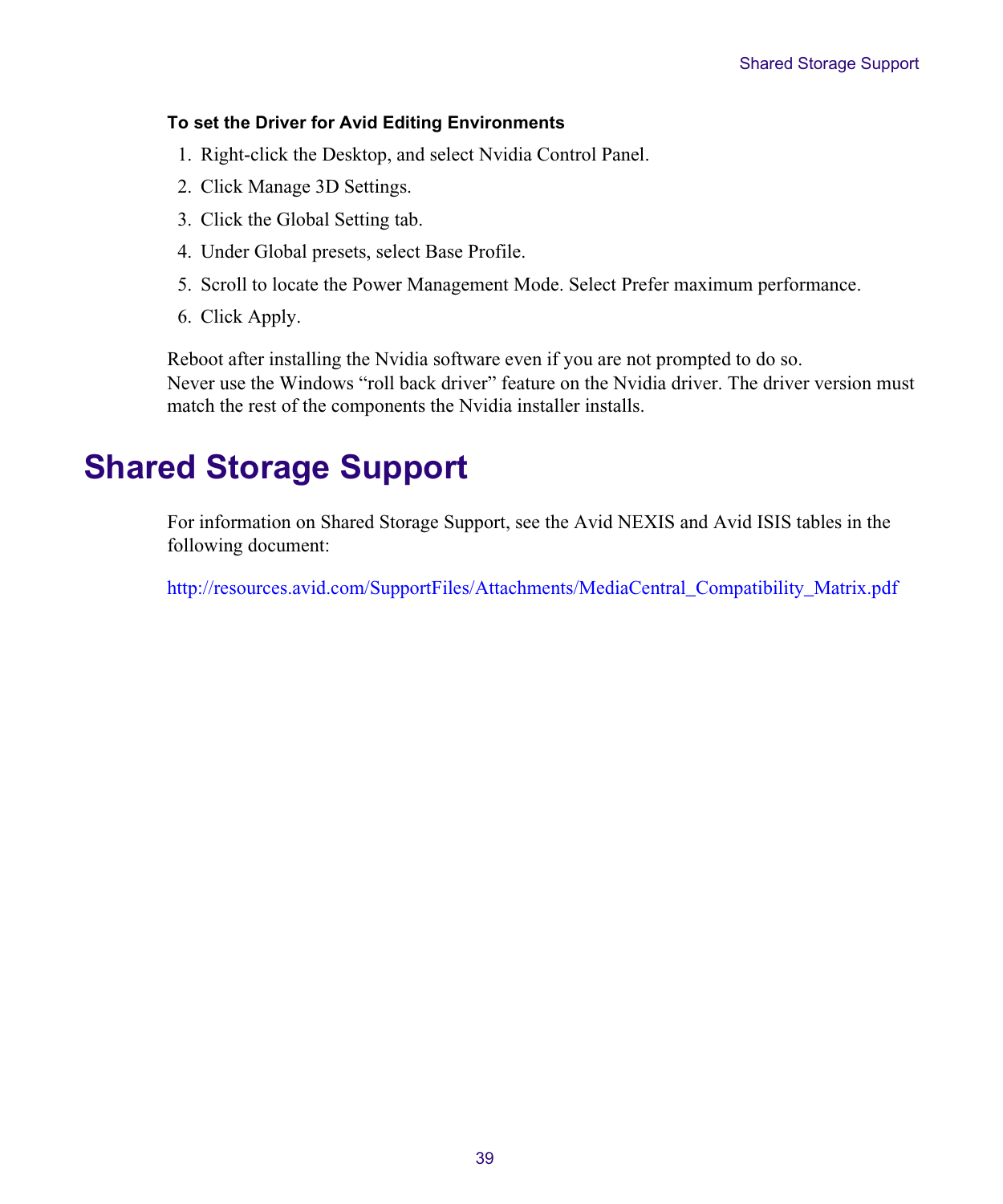**To set the Driver for Avid Editing Environments**

1. Right-click the Desktop, and select Nvidia Control Panel.
2. Click Manage 3D Settings.
3. Click the Global Setting tab.
4. Under Global presets, select Base Profile.
5. Scroll to locate the Power Management Mode. Select Prefer maximum performance.
6. Click Apply.

Reboot after installing the Nvidia software even if you are not prompted to do so.
Never use the Windows "roll back driver" feature on the Nvidia driver. The driver version must match the rest of the components the Nvidia installer installs.

# Shared Storage Support

For information on Shared Storage Support, see the Avid NEXIS and Avid ISIS tables in the following document:

http://resources.avid.com/SupportFiles/Attachments/MediaCentral_Compatibility_Matrix.pdf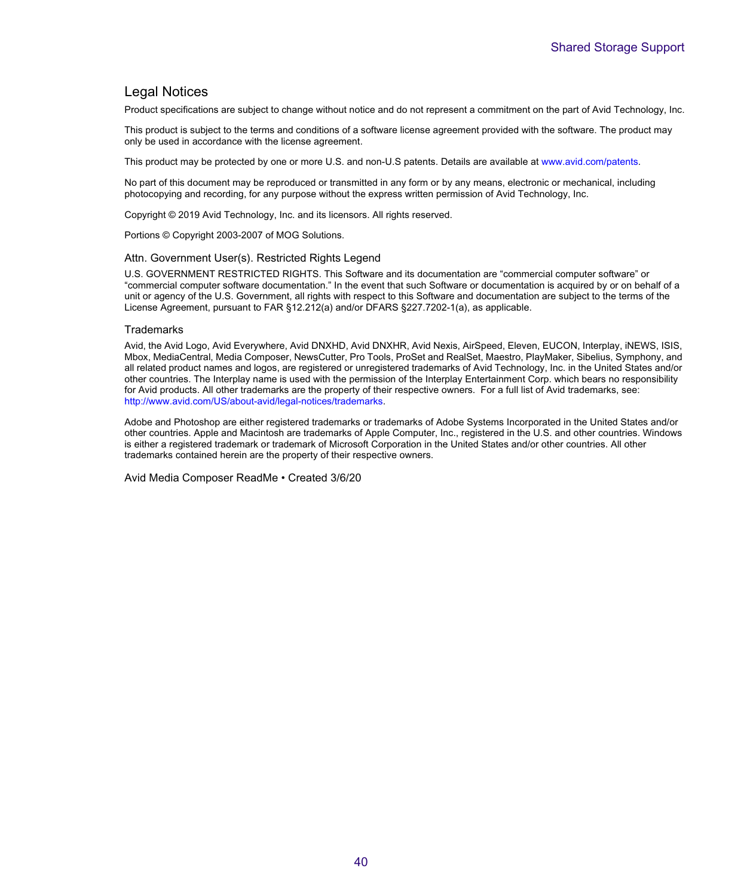## Legal Notices

Product specifications are subject to change without notice and do not represent a commitment on the part of Avid Technology, Inc.

This product is subject to the terms and conditions of a software license agreement provided with the software. The product may only be used in accordance with the license agreement.

This product may be protected by one or more U.S. and non-U.S patents. Details are available at www.avid.com/patents.

No part of this document may be reproduced or transmitted in any form or by any means, electronic or mechanical, including photocopying and recording, for any purpose without the express written permission of Avid Technology, Inc.

Copyright © 2019 Avid Technology, Inc. and its licensors. All rights reserved.

Portions © Copyright 2003-2007 of MOG Solutions.

### Attn. Government User(s). Restricted Rights Legend

U.S. GOVERNMENT RESTRICTED RIGHTS. This Software and its documentation are “commercial computer software” or “commercial computer software documentation.” In the event that such Software or documentation is acquired by or on behalf of a unit or agency of the U.S. Government, all rights with respect to this Software and documentation are subject to the terms of the License Agreement, pursuant to FAR §12.212(a) and/or DFARS §227.7202-1(a), as applicable.

### Trademarks

Avid, the Avid Logo, Avid Everywhere, Avid DNXHD, Avid DNXHR, Avid Nexis, AirSpeed, Eleven, EUCON, Interplay, iNEWS, ISIS, Mbox, MediaCentral, Media Composer, NewsCutter, Pro Tools, ProSet and RealSet, Maestro, PlayMaker, Sibelius, Symphony, and all related product names and logos, are registered or unregistered trademarks of Avid Technology, Inc. in the United States and/or other countries. The Interplay name is used with the permission of the Interplay Entertainment Corp. which bears no responsibility for Avid products. All other trademarks are the property of their respective owners. For a full list of Avid trademarks, see: http://www.avid.com/US/about-avid/legal-notices/trademarks.

Adobe and Photoshop are either registered trademarks or trademarks of Adobe Systems Incorporated in the United States and/or other countries. Apple and Macintosh are trademarks of Apple Computer, Inc., registered in the U.S. and other countries. Windows is either a registered trademark or trademark of Microsoft Corporation in the United States and/or other countries. All other trademarks contained herein are the property of their respective owners.

Avid Media Composer ReadMe • Created 3/6/20